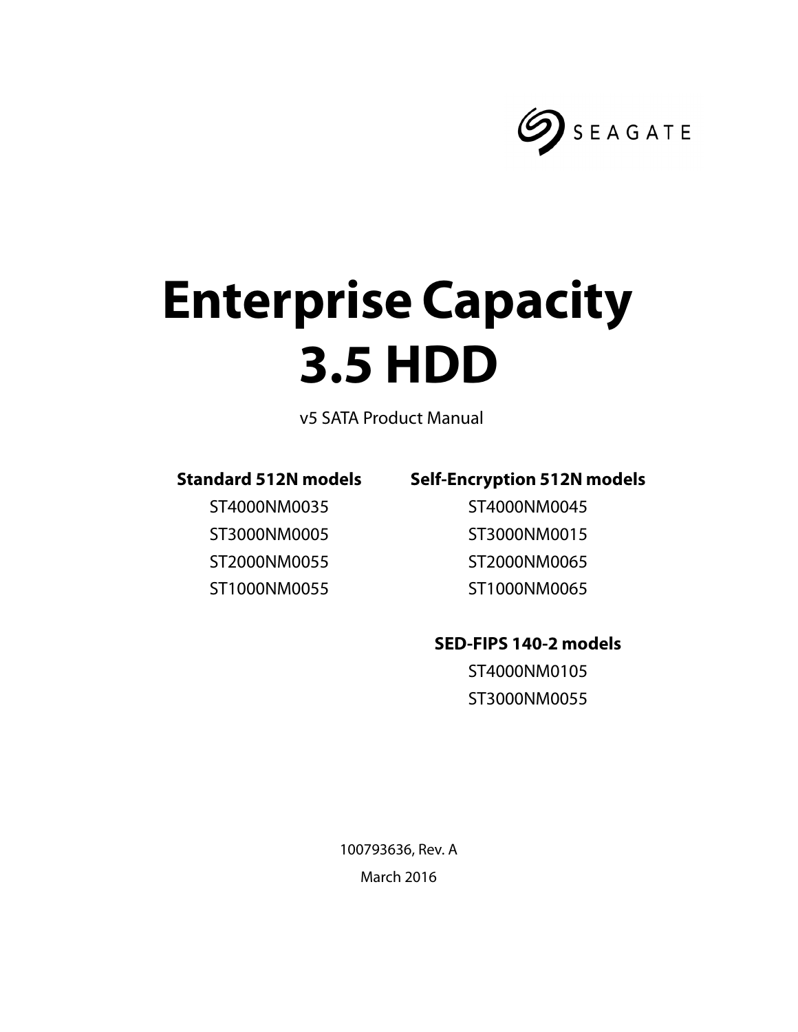SEAGATE

# Enterprise Capacity 3.5 HDD

v5 SATA Product Manual

**Standard 512N models**

ST4000NM0035
ST3000NM0005
ST2000NM0055
ST1000NM0055

**Self-Encryption 512N models**

ST4000NM0045
ST3000NM0015
ST2000NM0065
ST1000NM0065

**SED-FIPS 140-2 models**

ST4000NM0105
ST3000NM0055

100793636, Rev. A

March 2016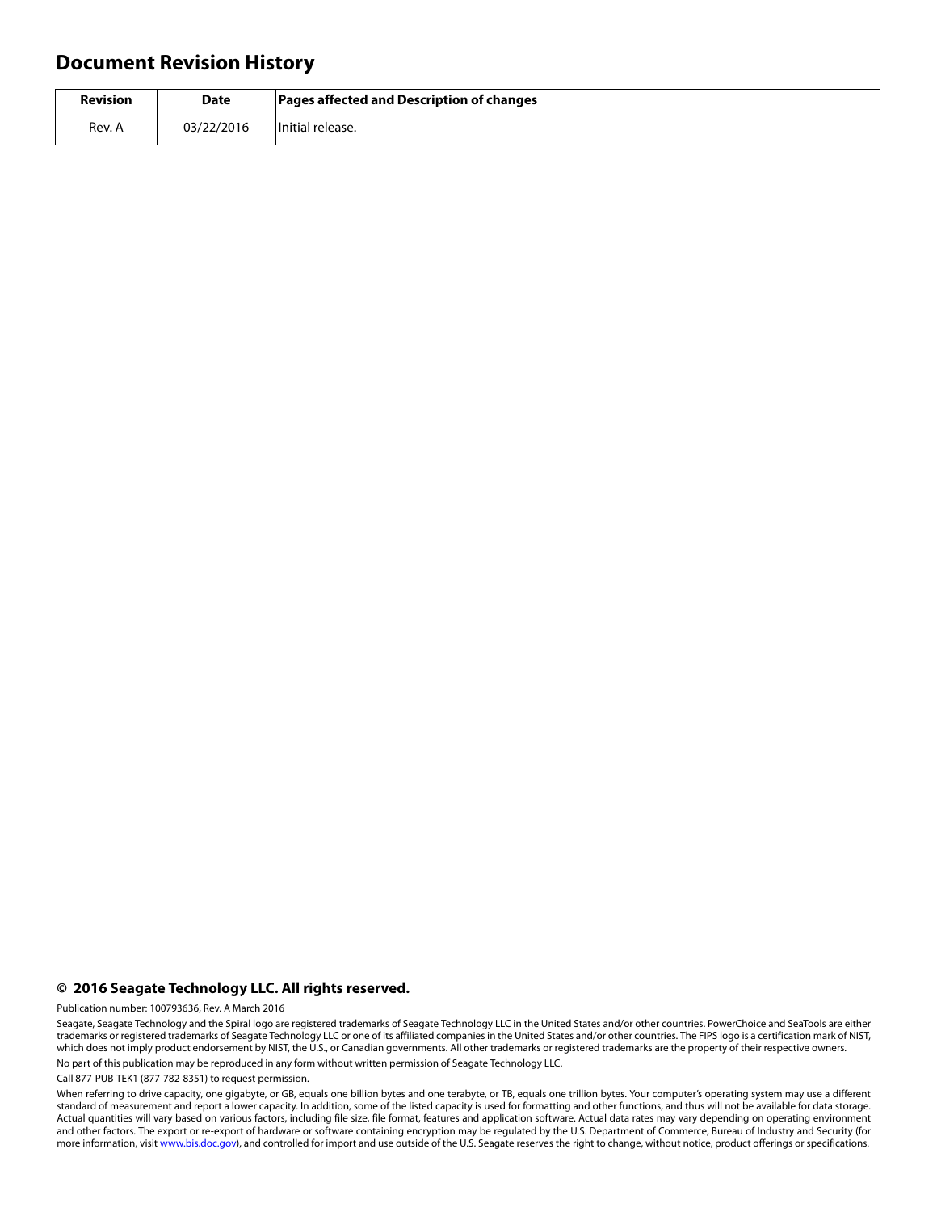# Document Revision History

| Revision | Date | Pages affected and Description of changes |
| --- | --- | --- |
| Rev. A | 03/22/2016 | Initial release. |

**© 2016 Seagate Technology LLC. All rights reserved.**

Publication number: 100793636, Rev. A March 2016

Seagate, Seagate Technology and the Spiral logo are registered trademarks of Seagate Technology LLC in the United States and/or other countries. PowerChoice and SeaTools are either trademarks or registered trademarks of Seagate Technology LLC or one of its affiliated companies in the United States and/or other countries. The FIPS logo is a certification mark of NIST, which does not imply product endorsement by NIST, the U.S., or Canadian governments. All other trademarks or registered trademarks are the property of their respective owners.

No part of this publication may be reproduced in any form without written permission of Seagate Technology LLC.

Call 877-PUB-TEK1 (877-782-8351) to request permission.

When referring to drive capacity, one gigabyte, or GB, equals one billion bytes and one terabyte, or TB, equals one trillion bytes. Your computer's operating system may use a different standard of measurement and report a lower capacity. In addition, some of the listed capacity is used for formatting and other functions, and thus will not be available for data storage. Actual quantities will vary based on various factors, including file size, file format, features and application software. Actual data rates may vary depending on operating environment and other factors. The export or re-export of hardware or software containing encryption may be regulated by the U.S. Department of Commerce, Bureau of Industry and Security (for more information, visit www.bis.doc.gov), and controlled for import and use outside of the U.S. Seagate reserves the right to change, without notice, product offerings or specifications.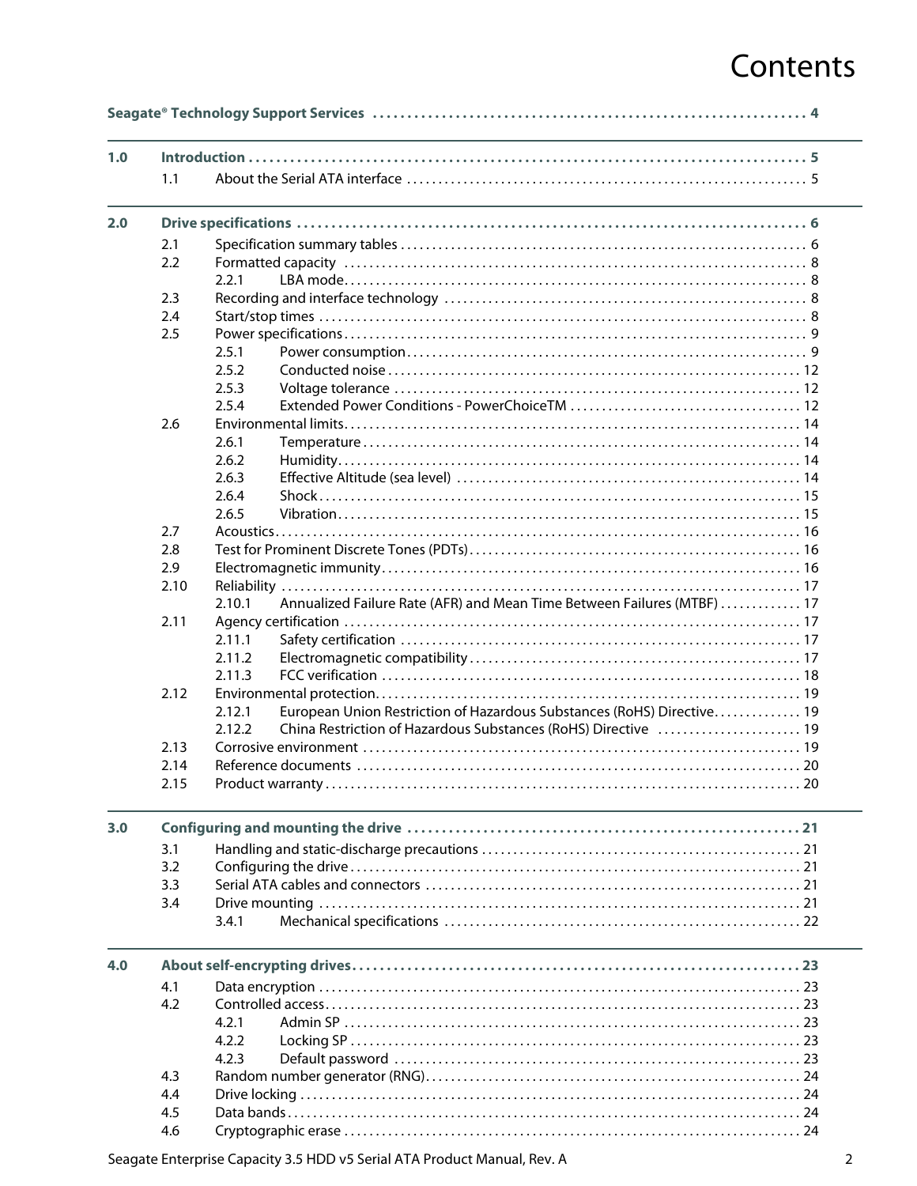# Contents

**Seagate® Technology Support Services** .......... 4

**1.0 Introduction** .......... 5
- 1.1 About the Serial ATA interface .......... 5

**2.0 Drive specifications** .......... 6
- 2.1 Specification summary tables .......... 6
- 2.2 Formatted capacity .......... 8
  - 2.2.1 LBA mode .......... 8
- 2.3 Recording and interface technology .......... 8
- 2.4 Start/stop times .......... 8
- 2.5 Power specifications .......... 9
  - 2.5.1 Power consumption .......... 9
  - 2.5.2 Conducted noise .......... 12
  - 2.5.3 Voltage tolerance .......... 12
  - 2.5.4 Extended Power Conditions - PowerChoiceTM .......... 12
- 2.6 Environmental limits .......... 14
  - 2.6.1 Temperature .......... 14
  - 2.6.2 Humidity .......... 14
  - 2.6.3 Effective Altitude (sea level) .......... 14
  - 2.6.4 Shock .......... 15
  - 2.6.5 Vibration .......... 15
- 2.7 Acoustics .......... 16
- 2.8 Test for Prominent Discrete Tones (PDTs) .......... 16
- 2.9 Electromagnetic immunity .......... 16
- 2.10 Reliability .......... 17
  - 2.10.1 Annualized Failure Rate (AFR) and Mean Time Between Failures (MTBF) .......... 17
- 2.11 Agency certification .......... 17
  - 2.11.1 Safety certification .......... 17
  - 2.11.2 Electromagnetic compatibility .......... 17
  - 2.11.3 FCC verification .......... 18
- 2.12 Environmental protection .......... 19
  - 2.12.1 European Union Restriction of Hazardous Substances (RoHS) Directive .......... 19
  - 2.12.2 China Restriction of Hazardous Substances (RoHS) Directive .......... 19
- 2.13 Corrosive environment .......... 19
- 2.14 Reference documents .......... 20
- 2.15 Product warranty .......... 20

**3.0 Configuring and mounting the drive** .......... 21
- 3.1 Handling and static-discharge precautions .......... 21
- 3.2 Configuring the drive .......... 21
- 3.3 Serial ATA cables and connectors .......... 21
- 3.4 Drive mounting .......... 21
  - 3.4.1 Mechanical specifications .......... 22

**4.0 About self-encrypting drives** .......... 23
- 4.1 Data encryption .......... 23
- 4.2 Controlled access .......... 23
  - 4.2.1 Admin SP .......... 23
  - 4.2.2 Locking SP .......... 23
  - 4.2.3 Default password .......... 23
- 4.3 Random number generator (RNG) .......... 24
- 4.4 Drive locking .......... 24
- 4.5 Data bands .......... 24
- 4.6 Cryptographic erase .......... 24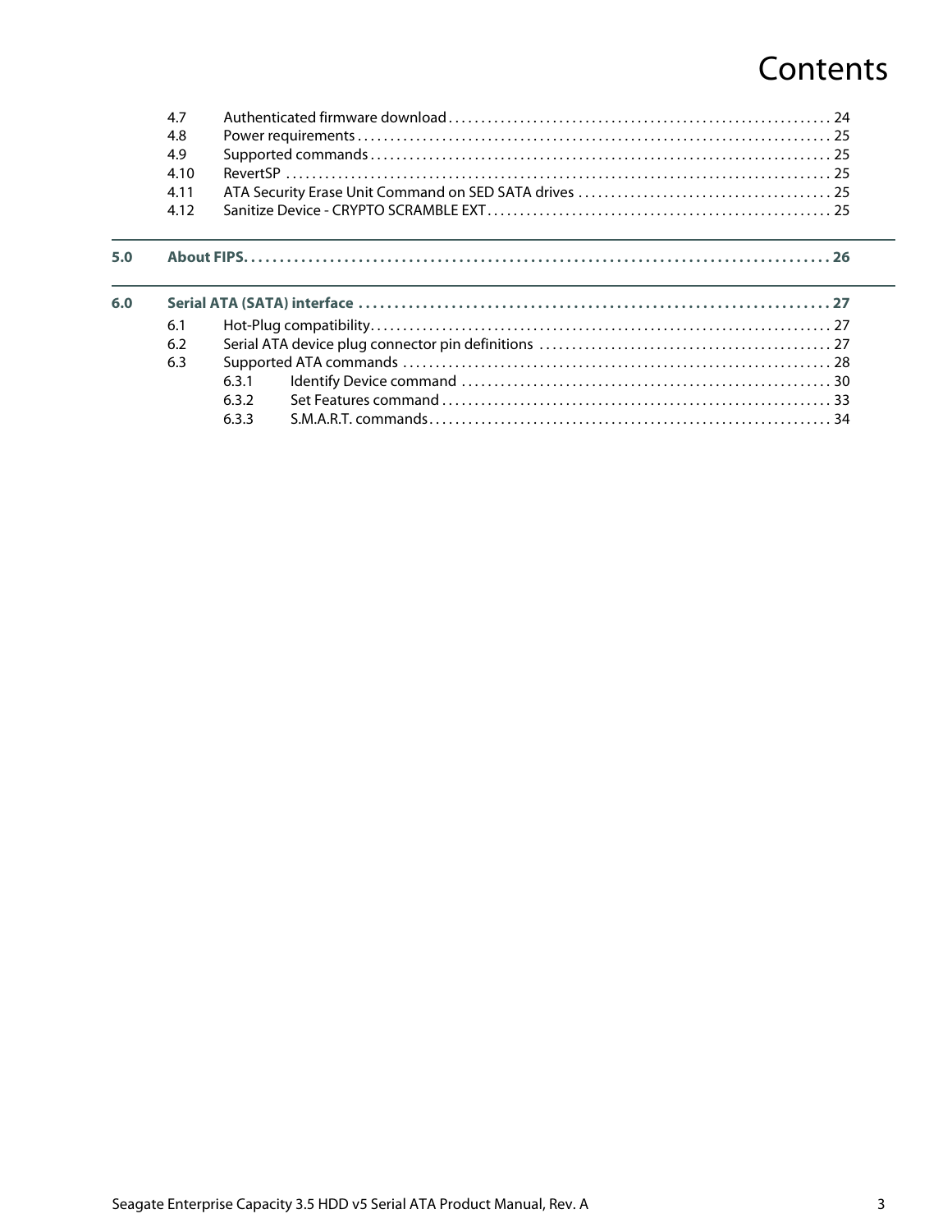# Contents

| | | |
|---|---|---|
| 4.7 | Authenticated firmware download | 24 |
| 4.8 | Power requirements | 25 |
| 4.9 | Supported commands | 25 |
| 4.10 | RevertSP | 25 |
| 4.11 | ATA Security Erase Unit Command on SED SATA drives | 25 |
| 4.12 | Sanitize Device - CRYPTO SCRAMBLE EXT | 25 |

**5.0 About FIPS. . . . . 26**

**6.0 Serial ATA (SATA) interface . . . . . 27**

| | | |
|---|---|---|
| 6.1 | Hot-Plug compatibility | 27 |
| 6.2 | Serial ATA device plug connector pin definitions | 27 |
| 6.3 | Supported ATA commands | 28 |
| 6.3.1 | Identify Device command | 30 |
| 6.3.2 | Set Features command | 33 |
| 6.3.3 | S.M.A.R.T. commands | 34 |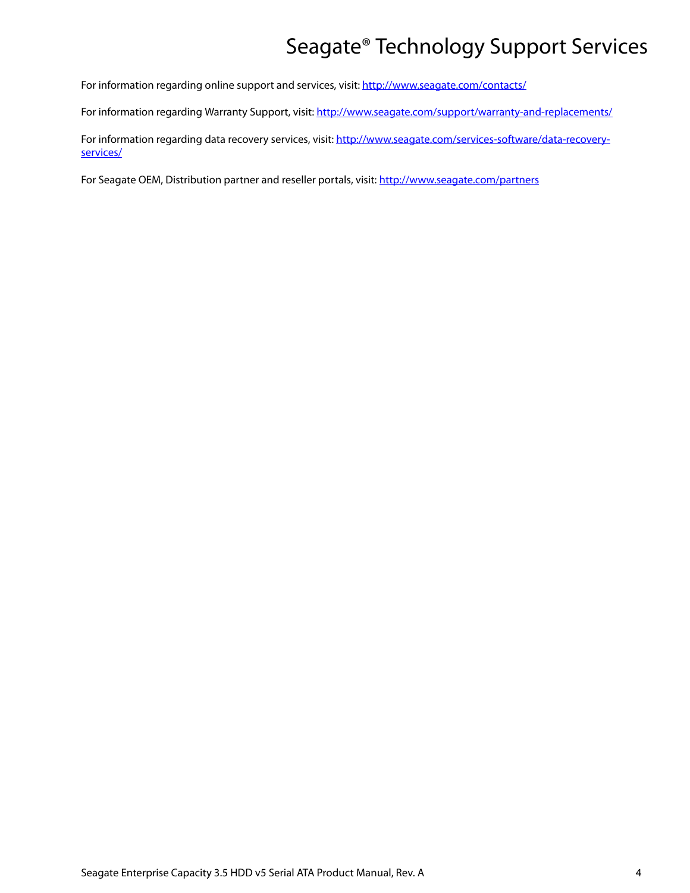# Seagate® Technology Support Services

For information regarding online support and services, visit: [http://www.seagate.com/contacts/](http://www.seagate.com/contacts/)

For information regarding Warranty Support, visit: [http://www.seagate.com/support/warranty-and-replacements/](http://www.seagate.com/support/warranty-and-replacements/)

For information regarding data recovery services, visit: [http://www.seagate.com/services-software/data-recovery-services/](http://www.seagate.com/services-software/data-recovery-services/)

For Seagate OEM, Distribution partner and reseller portals, visit: [http://www.seagate.com/partners](http://www.seagate.com/partners)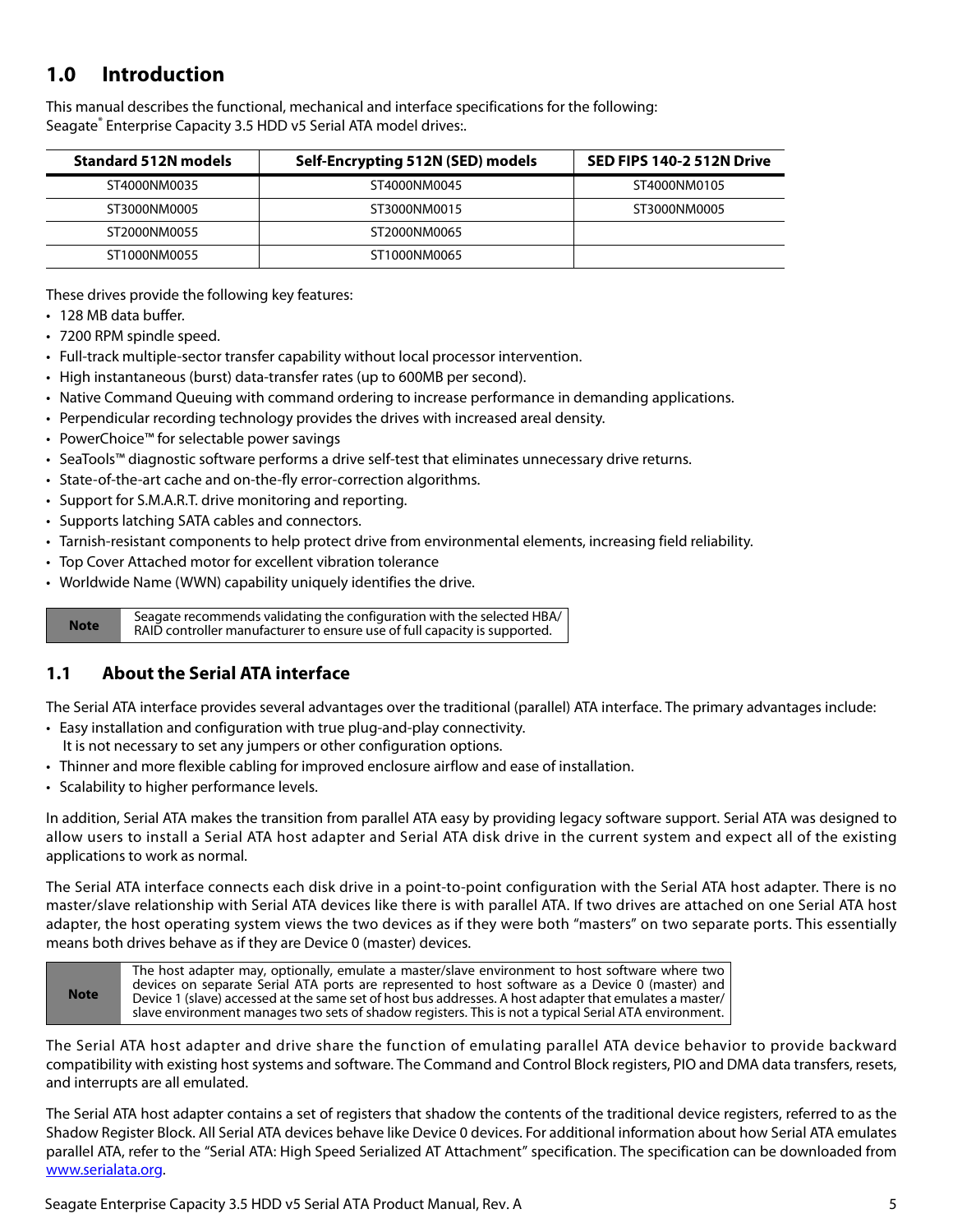## 1.0 Introduction

This manual describes the functional, mechanical and interface specifications for the following:
Seagate® Enterprise Capacity 3.5 HDD v5 Serial ATA model drives:.

| Standard 512N models | Self-Encrypting 512N (SED) models | SED FIPS 140-2 512N Drive |
|---|---|---|
| ST4000NM0035 | ST4000NM0045 | ST4000NM0105 |
| ST3000NM0005 | ST3000NM0015 | ST3000NM0005 |
| ST2000NM0055 | ST2000NM0065 | |
| ST1000NM0055 | ST1000NM0065 | |

These drives provide the following key features:

- 128 MB data buffer.
- 7200 RPM spindle speed.
- Full-track multiple-sector transfer capability without local processor intervention.
- High instantaneous (burst) data-transfer rates (up to 600MB per second).
- Native Command Queuing with command ordering to increase performance in demanding applications.
- Perpendicular recording technology provides the drives with increased areal density.
- PowerChoice™ for selectable power savings
- SeaTools™ diagnostic software performs a drive self-test that eliminates unnecessary drive returns.
- State-of-the-art cache and on-the-fly error-correction algorithms.
- Support for S.M.A.R.T. drive monitoring and reporting.
- Supports latching SATA cables and connectors.
- Tarnish-resistant components to help protect drive from environmental elements, increasing field reliability.
- Top Cover Attached motor for excellent vibration tolerance
- Worldwide Name (WWN) capability uniquely identifies the drive.

| Note | Seagate recommends validating the configuration with the selected HBA/ RAID controller manufacturer to ensure use of full capacity is supported. |
|---|---|

### 1.1 About the Serial ATA interface

The Serial ATA interface provides several advantages over the traditional (parallel) ATA interface. The primary advantages include:

- Easy installation and configuration with true plug-and-play connectivity.
  It is not necessary to set any jumpers or other configuration options.
- Thinner and more flexible cabling for improved enclosure airflow and ease of installation.
- Scalability to higher performance levels.

In addition, Serial ATA makes the transition from parallel ATA easy by providing legacy software support. Serial ATA was designed to allow users to install a Serial ATA host adapter and Serial ATA disk drive in the current system and expect all of the existing applications to work as normal.

The Serial ATA interface connects each disk drive in a point-to-point configuration with the Serial ATA host adapter. There is no master/slave relationship with Serial ATA devices like there is with parallel ATA. If two drives are attached on one Serial ATA host adapter, the host operating system views the two devices as if they were both "masters" on two separate ports. This essentially means both drives behave as if they are Device 0 (master) devices.

| Note | The host adapter may, optionally, emulate a master/slave environment to host software where two devices on separate Serial ATA ports are represented to host software as a Device 0 (master) and Device 1 (slave) accessed at the same set of host bus addresses. A host adapter that emulates a master/ slave environment manages two sets of shadow registers. This is not a typical Serial ATA environment. |
|---|---|

The Serial ATA host adapter and drive share the function of emulating parallel ATA device behavior to provide backward compatibility with existing host systems and software. The Command and Control Block registers, PIO and DMA data transfers, resets, and interrupts are all emulated.

The Serial ATA host adapter contains a set of registers that shadow the contents of the traditional device registers, referred to as the Shadow Register Block. All Serial ATA devices behave like Device 0 devices. For additional information about how Serial ATA emulates parallel ATA, refer to the "Serial ATA: High Speed Serialized AT Attachment" specification. The specification can be downloaded from www.serialata.org.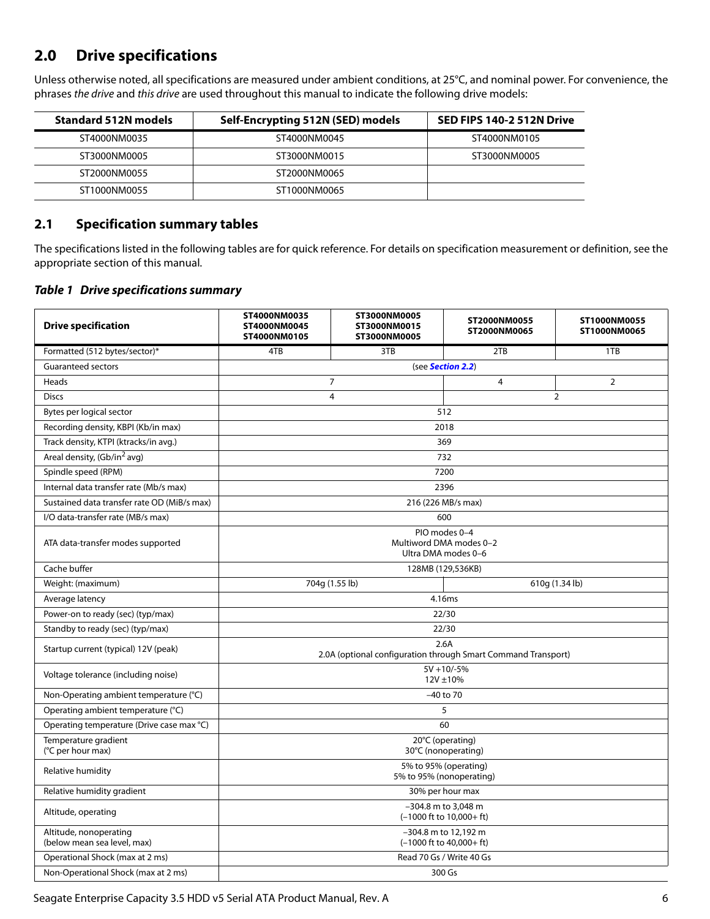## 2.0 Drive specifications

Unless otherwise noted, all specifications are measured under ambient conditions, at 25°C, and nominal power. For convenience, the phrases *the drive* and *this drive* are used throughout this manual to indicate the following drive models:

| Standard 512N models | Self-Encrypting 512N (SED) models | SED FIPS 140-2 512N Drive |
|---|---|---|
| ST4000NM0035 | ST4000NM0045 | ST4000NM0105 |
| ST3000NM0005 | ST3000NM0015 | ST3000NM0005 |
| ST2000NM0055 | ST2000NM0065 | |
| ST1000NM0055 | ST1000NM0065 | |

### 2.1 Specification summary tables

The specifications listed in the following tables are for quick reference. For details on specification measurement or definition, see the appropriate section of this manual.

***Table 1 Drive specifications summary***

| Drive specification | ST4000NM0035 ST4000NM0045 ST4000NM0105 | ST3000NM0005 ST3000NM0015 ST3000NM0005 | ST2000NM0055 ST2000NM0065 | ST1000NM0055 ST1000NM0065 |
|---|---|---|---|---|
| Formatted (512 bytes/sector)* | 4TB | 3TB | 2TB | 1TB |
| Guaranteed sectors | (see ***Section 2.2***) | | | |
| Heads | 7 | | 4 | 2 |
| Discs | 4 | | 2 | |
| Bytes per logical sector | 512 | | | |
| Recording density, KBPI (Kb/in max) | 2018 | | | |
| Track density, KTPI (ktracks/in avg.) | 369 | | | |
| Areal density, (Gb/in$^2$ avg) | 732 | | | |
| Spindle speed (RPM) | 7200 | | | |
| Internal data transfer rate (Mb/s max) | 2396 | | | |
| Sustained data transfer rate OD (MiB/s max) | 216 (226 MB/s max) | | | |
| I/O data-transfer rate (MB/s max) | 600 | | | |
| ATA data-transfer modes supported | PIO modes 0–4<br>Multiword DMA modes 0–2<br>Ultra DMA modes 0–6 | | | |
| Cache buffer | 128MB (129,536KB) | | | |
| Weight: (maximum) | 704g (1.55 lb) | | 610g (1.34 lb) | |
| Average latency | 4.16ms | | | |
| Power-on to ready (sec) (typ/max) | 22/30 | | | |
| Standby to ready (sec) (typ/max) | 22/30 | | | |
| Startup current (typical) 12V (peak) | 2.6A<br>2.0A (optional configuration through Smart Command Transport) | | | |
| Voltage tolerance (including noise) | 5V +10/-5%<br>12V ±10% | | | |
| Non-Operating ambient temperature (°C) | –40 to 70 | | | |
| Operating ambient temperature (°C) | 5 | | | |
| Operating temperature (Drive case max °C) | 60 | | | |
| Temperature gradient (°C per hour max) | 20°C (operating)<br>30°C (nonoperating) | | | |
| Relative humidity | 5% to 95% (operating)<br>5% to 95% (nonoperating) | | | |
| Relative humidity gradient | 30% per hour max | | | |
| Altitude, operating | –304.8 m to 3,048 m<br>(–1000 ft to 10,000+ ft) | | | |
| Altitude, nonoperating (below mean sea level, max) | –304.8 m to 12,192 m<br>(–1000 ft to 40,000+ ft) | | | |
| Operational Shock (max at 2 ms) | Read 70 Gs / Write 40 Gs | | | |
| Non-Operational Shock (max at 2 ms) | 300 Gs | | | |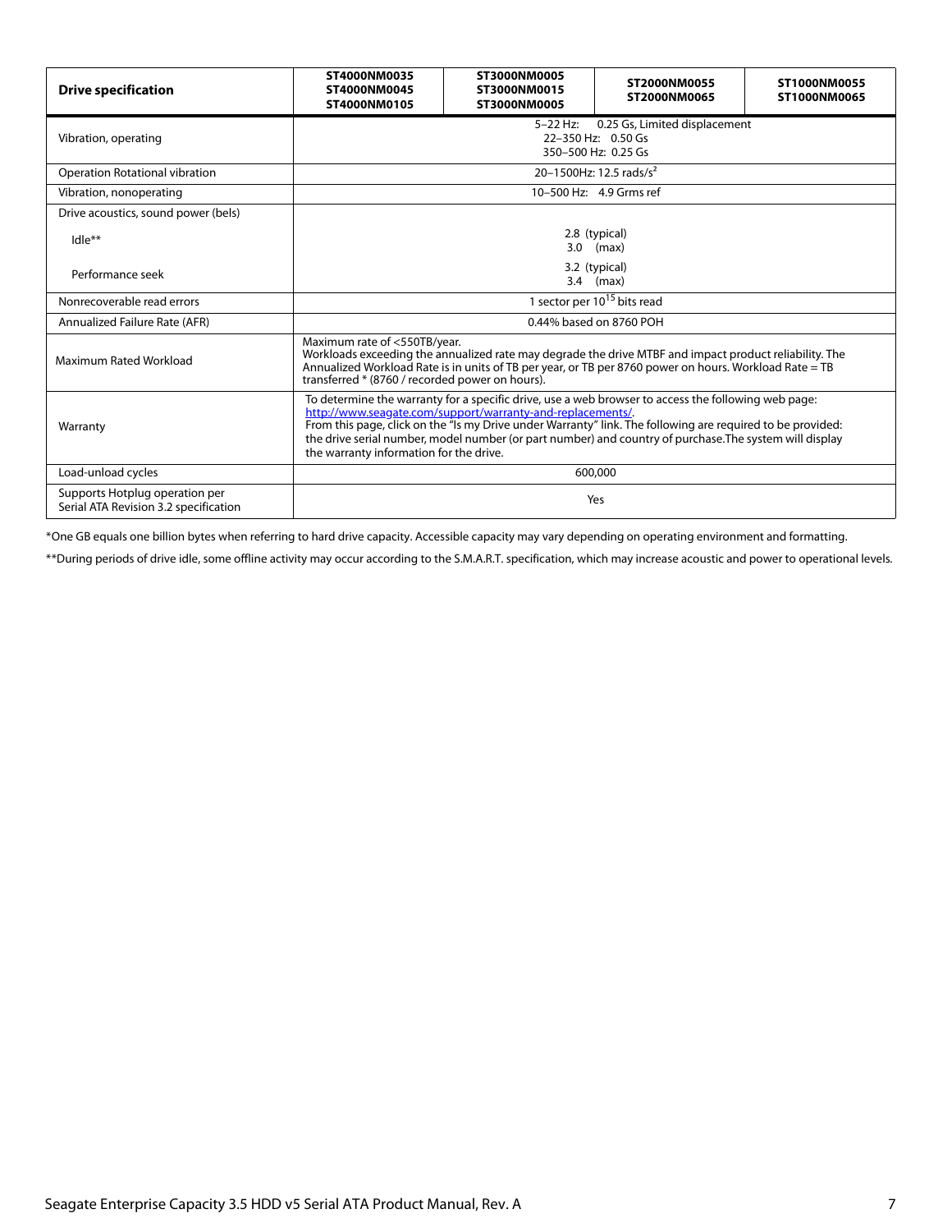| Drive specification | ST4000NM0035<br>ST4000NM0045<br>ST4000NM0105 | ST3000NM0005<br>ST3000NM0015<br>ST3000NM0005 | ST2000NM0055<br>ST2000NM0065 | ST1000NM0055<br>ST1000NM0065 |
|---|---|---|---|---|
| Vibration, operating | 5–22 Hz: 0.25 Gs, Limited displacement<br>22–350 Hz: 0.50 Gs<br>350–500 Hz: 0.25 Gs | | | |
| Operation Rotational vibration | 20–1500Hz: 12.5 rads/s$^2$ | | | |
| Vibration, nonoperating | 10–500 Hz: 4.9 Grms ref | | | |
| Drive acoustics, sound power (bels) | | | | |
| Idle** | 2.8 (typical)<br>3.0 (max) | | | |
| Performance seek | 3.2 (typical)<br>3.4 (max) | | | |
| Nonrecoverable read errors | 1 sector per $10^{15}$ bits read | | | |
| Annualized Failure Rate (AFR) | 0.44% based on 8760 POH | | | |
| Maximum Rated Workload | Maximum rate of <550TB/year.<br>Workloads exceeding the annualized rate may degrade the drive MTBF and impact product reliability. The Annualized Workload Rate is in units of TB per year, or TB per 8760 power on hours. Workload Rate = TB transferred * (8760 / recorded power on hours). | | | |
| Warranty | To determine the warranty for a specific drive, use a web browser to access the following web page: http://www.seagate.com/support/warranty-and-replacements/.<br>From this page, click on the "Is my Drive under Warranty" link. The following are required to be provided: the drive serial number, model number (or part number) and country of purchase.The system will display the warranty information for the drive. | | | |
| Load-unload cycles | 600,000 | | | |
| Supports Hotplug operation per Serial ATA Revision 3.2 specification | Yes | | | |

*One GB equals one billion bytes when referring to hard drive capacity. Accessible capacity may vary depending on operating environment and formatting.

**During periods of drive idle, some offline activity may occur according to the S.M.A.R.T. specification, which may increase acoustic and power to operational levels.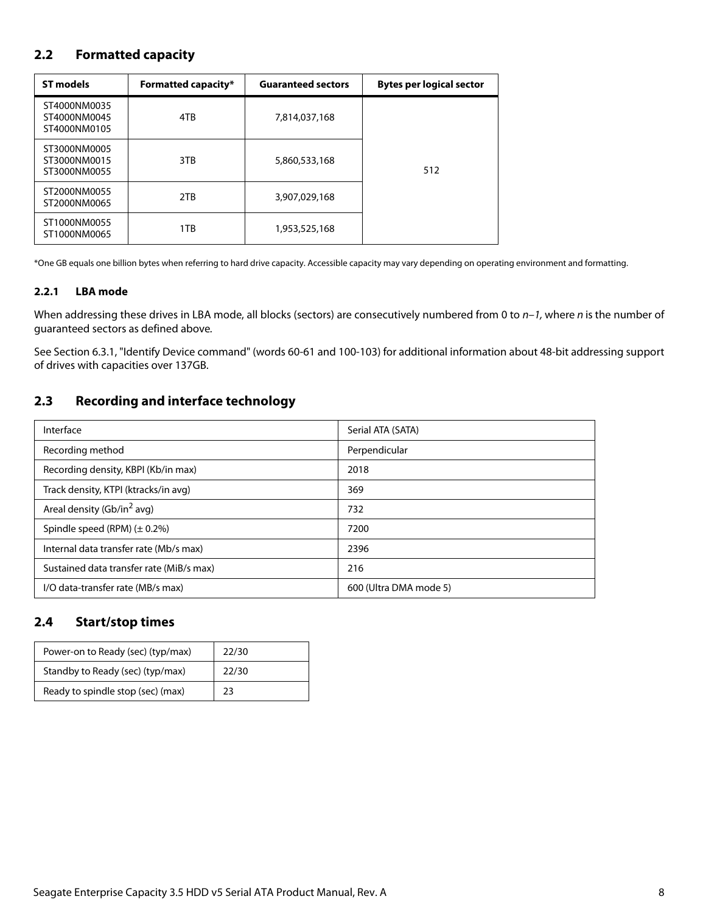## 2.2 Formatted capacity

| ST models | Formatted capacity* | Guaranteed sectors | Bytes per logical sector |
|---|---|---|---|
| ST4000NM0035<br>ST4000NM0045<br>ST4000NM0105 | 4TB | 7,814,037,168 | 512 |
| ST3000NM0005<br>ST3000NM0015<br>ST3000NM0055 | 3TB | 5,860,533,168 | |
| ST2000NM0055<br>ST2000NM0065 | 2TB | 3,907,029,168 | |
| ST1000NM0055<br>ST1000NM0065 | 1TB | 1,953,525,168 | |

*One GB equals one billion bytes when referring to hard drive capacity. Accessible capacity may vary depending on operating environment and formatting.

### 2.2.1 LBA mode

When addressing these drives in LBA mode, all blocks (sectors) are consecutively numbered from 0 to *n–1*, where *n* is the number of guaranteed sectors as defined above.

See Section 6.3.1, "Identify Device command" (words 60-61 and 100-103) for additional information about 48-bit addressing support of drives with capacities over 137GB.

## 2.3 Recording and interface technology

| | |
|---|---|
| Interface | Serial ATA (SATA) |
| Recording method | Perpendicular |
| Recording density, KBPI (Kb/in max) | 2018 |
| Track density, KTPI (ktracks/in avg) | 369 |
| Areal density (Gb/in$^2$ avg) | 732 |
| Spindle speed (RPM) (± 0.2%) | 7200 |
| Internal data transfer rate (Mb/s max) | 2396 |
| Sustained data transfer rate (MiB/s max) | 216 |
| I/O data-transfer rate (MB/s max) | 600 (Ultra DMA mode 5) |

## 2.4 Start/stop times

| | |
|---|---|
| Power-on to Ready (sec) (typ/max) | 22/30 |
| Standby to Ready (sec) (typ/max) | 22/30 |
| Ready to spindle stop (sec) (max) | 23 |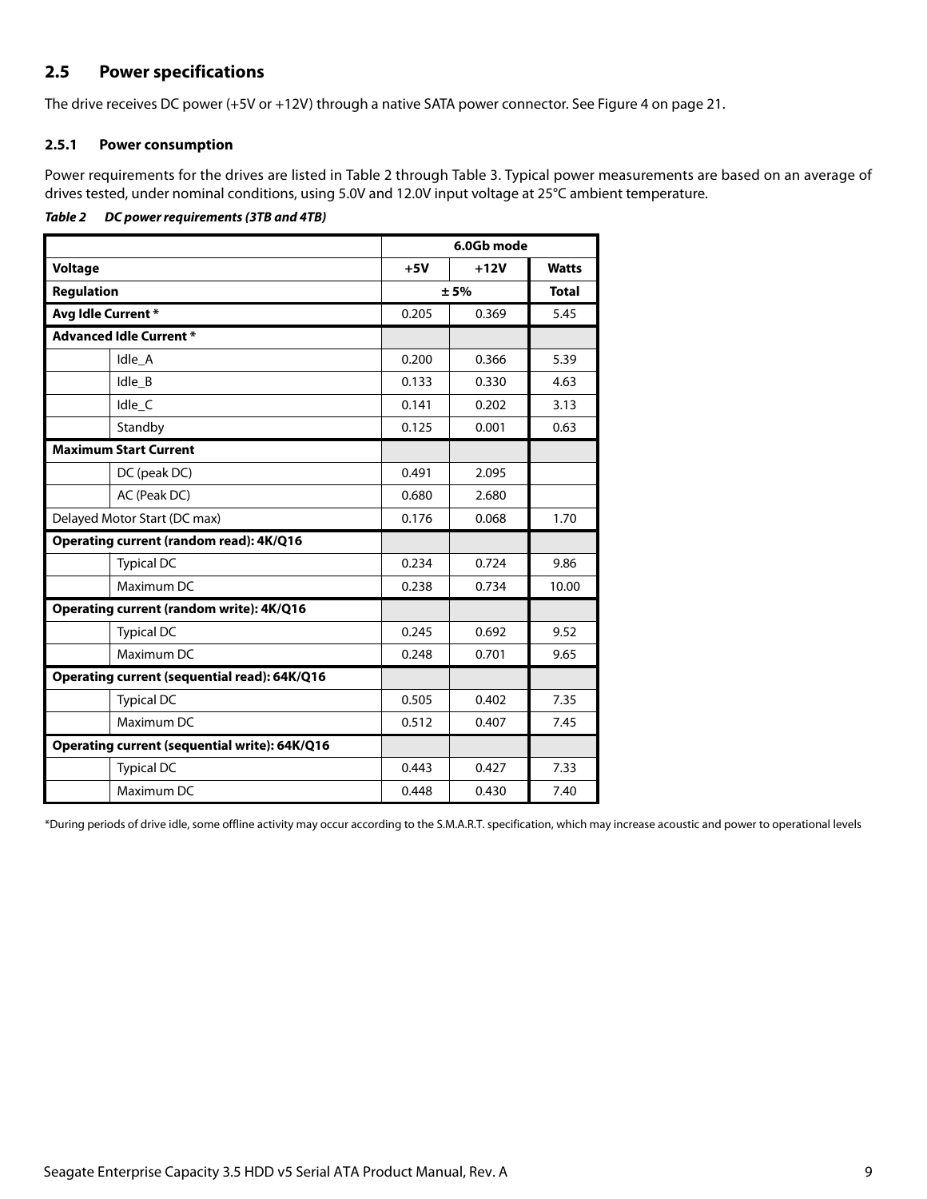## 2.5 Power specifications

The drive receives DC power (+5V or +12V) through a native SATA power connector. See Figure 4 on page 21.

### 2.5.1 Power consumption

Power requirements for the drives are listed in Table 2 through Table 3. Typical power measurements are based on an average of drives tested, under nominal conditions, using 5.0V and 12.0V input voltage at 25°C ambient temperature.

***Table 2 DC power requirements (3TB and 4TB)***

| | | 6.0Gb mode | | |
|---|---|---|---|---|
| **Voltage** | | **+5V** | **+12V** | **Watts** |
| **Regulation** | | ± 5% | | **Total** |
| **Avg Idle Current *** | | 0.205 | 0.369 | 5.45 |
| **Advanced Idle Current *** | | | | |
| | Idle_A | 0.200 | 0.366 | 5.39 |
| | Idle_B | 0.133 | 0.330 | 4.63 |
| | Idle_C | 0.141 | 0.202 | 3.13 |
| | Standby | 0.125 | 0.001 | 0.63 |
| **Maximum Start Current** | | | | |
| | DC (peak DC) | 0.491 | 2.095 | |
| | AC (Peak DC) | 0.680 | 2.680 | |
| Delayed Motor Start (DC max) | | 0.176 | 0.068 | 1.70 |
| **Operating current (random read): 4K/Q16** | | | | |
| | Typical DC | 0.234 | 0.724 | 9.86 |
| | Maximum DC | 0.238 | 0.734 | 10.00 |
| **Operating current (random write): 4K/Q16** | | | | |
| | Typical DC | 0.245 | 0.692 | 9.52 |
| | Maximum DC | 0.248 | 0.701 | 9.65 |
| **Operating current (sequential read): 64K/Q16** | | | | |
| | Typical DC | 0.505 | 0.402 | 7.35 |
| | Maximum DC | 0.512 | 0.407 | 7.45 |
| **Operating current (sequential write): 64K/Q16** | | | | |
| | Typical DC | 0.443 | 0.427 | 7.33 |
| | Maximum DC | 0.448 | 0.430 | 7.40 |

*During periods of drive idle, some offline activity may occur according to the S.M.A.R.T. specification, which may increase acoustic and power to operational levels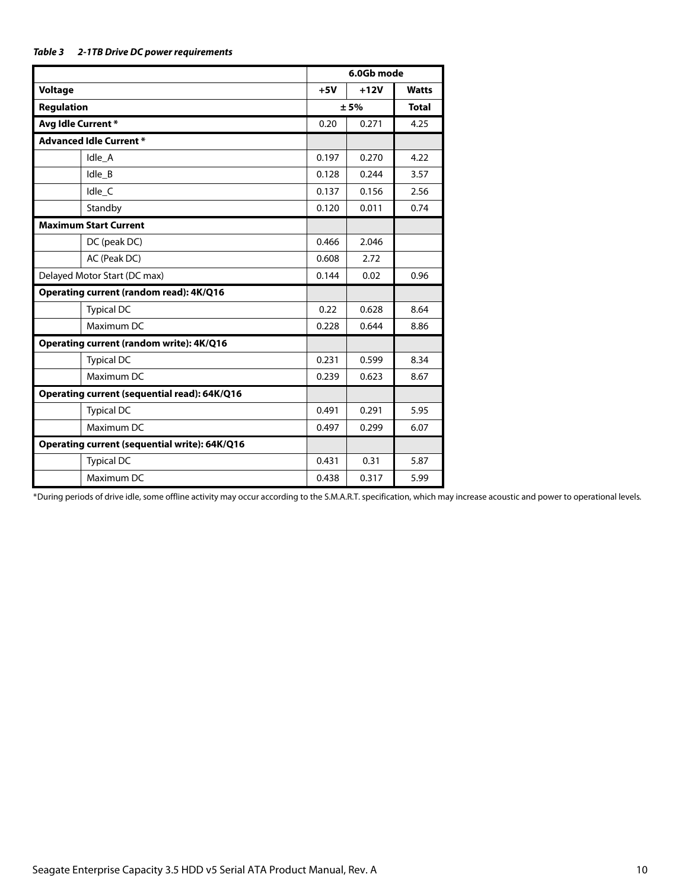***Table 3 2-1TB Drive DC power requirements***

| | | 6.0Gb mode | | |
|---|---|---|---|---|
| **Voltage** | | **+5V** | **+12V** | **Watts** |
| **Regulation** | | ± 5% | | **Total** |
| **Avg Idle Current *** | | 0.20 | 0.271 | 4.25 |
| **Advanced Idle Current *** | | | | |
| | Idle_A | 0.197 | 0.270 | 4.22 |
| | Idle_B | 0.128 | 0.244 | 3.57 |
| | Idle_C | 0.137 | 0.156 | 2.56 |
| | Standby | 0.120 | 0.011 | 0.74 |
| **Maximum Start Current** | | | | |
| | DC (peak DC) | 0.466 | 2.046 | |
| | AC (Peak DC) | 0.608 | 2.72 | |
| Delayed Motor Start (DC max) | | 0.144 | 0.02 | 0.96 |
| **Operating current (random read): 4K/Q16** | | | | |
| | Typical DC | 0.22 | 0.628 | 8.64 |
| | Maximum DC | 0.228 | 0.644 | 8.86 |
| **Operating current (random write): 4K/Q16** | | | | |
| | Typical DC | 0.231 | 0.599 | 8.34 |
| | Maximum DC | 0.239 | 0.623 | 8.67 |
| **Operating current (sequential read): 64K/Q16** | | | | |
| | Typical DC | 0.491 | 0.291 | 5.95 |
| | Maximum DC | 0.497 | 0.299 | 6.07 |
| **Operating current (sequential write): 64K/Q16** | | | | |
| | Typical DC | 0.431 | 0.31 | 5.87 |
| | Maximum DC | 0.438 | 0.317 | 5.99 |

*During periods of drive idle, some offline activity may occur according to the S.M.A.R.T. specification, which may increase acoustic and power to operational levels.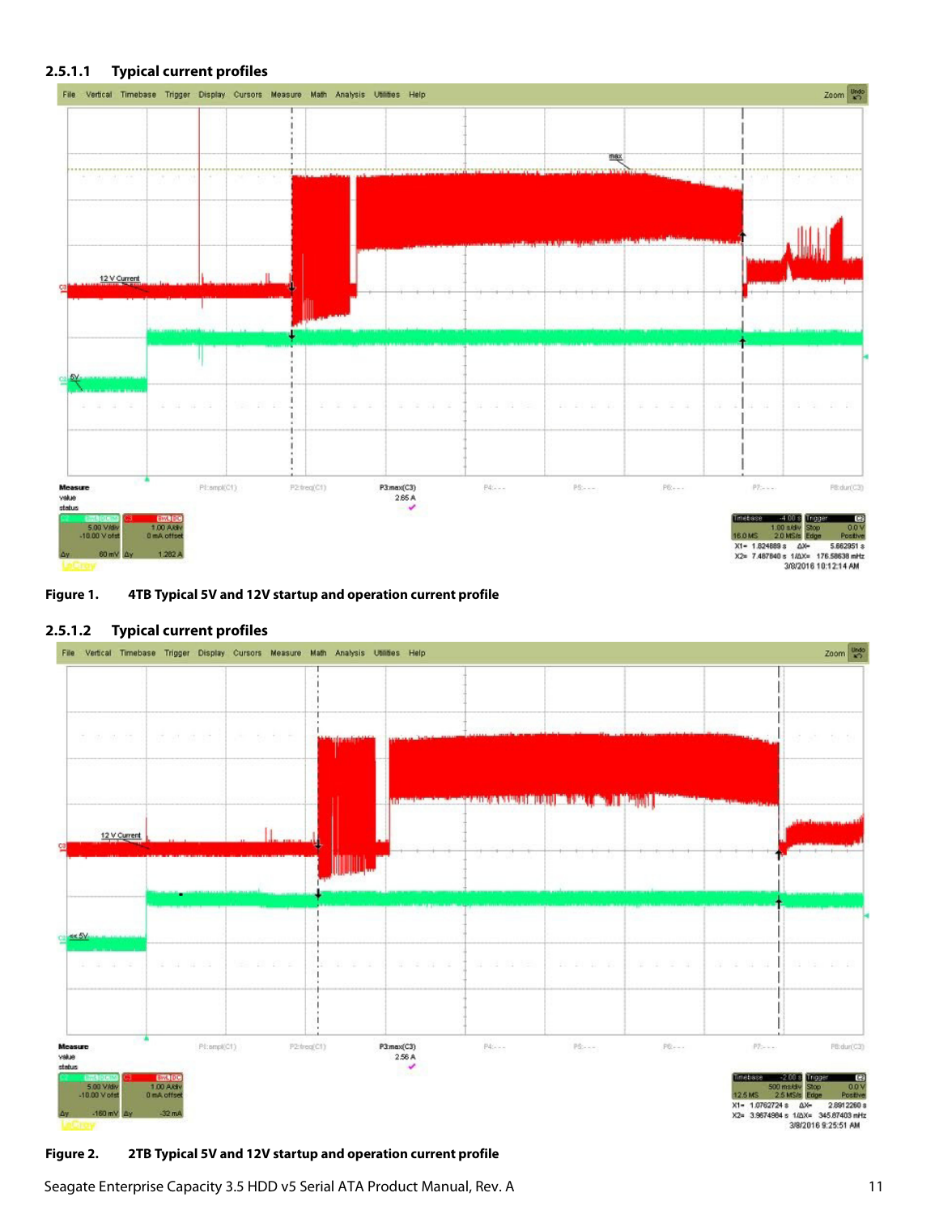### 2.5.1.1 Typical current profiles

**Figure 1.** 4TB Typical 5V and 12V startup and operation current profile

### 2.5.1.2 Typical current profiles

**Figure 2.** 2TB Typical 5V and 12V startup and operation current profile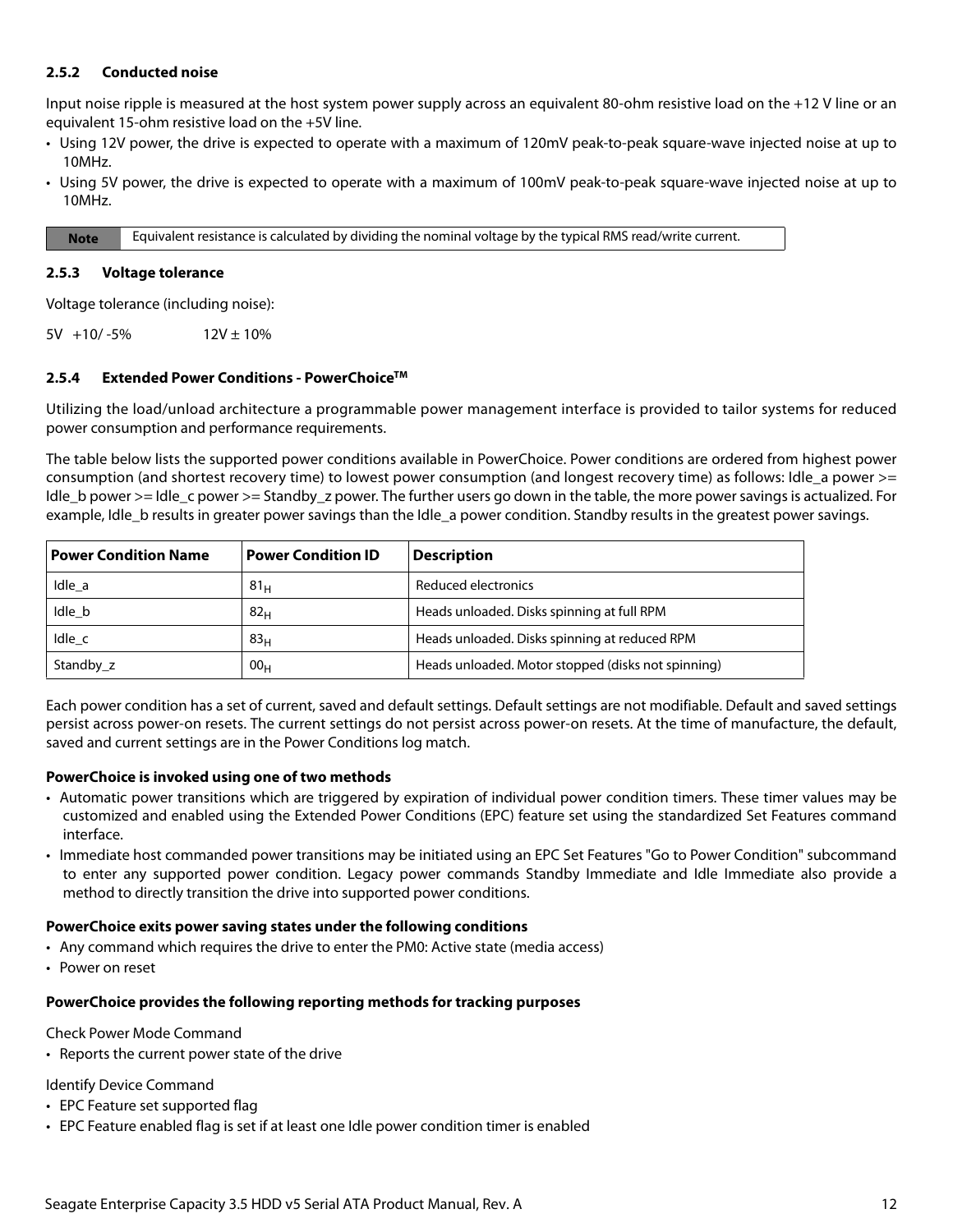### 2.5.2 Conducted noise

Input noise ripple is measured at the host system power supply across an equivalent 80-ohm resistive load on the +12 V line or an equivalent 15-ohm resistive load on the +5V line.

- Using 12V power, the drive is expected to operate with a maximum of 120mV peak-to-peak square-wave injected noise at up to 10MHz.
- Using 5V power, the drive is expected to operate with a maximum of 100mV peak-to-peak square-wave injected noise at up to 10MHz.

| Note | Equivalent resistance is calculated by dividing the nominal voltage by the typical RMS read/write current. |
|---|---|

### 2.5.3 Voltage tolerance

Voltage tolerance (including noise):

5V +10/ -5%     12V ± 10%

### 2.5.4 Extended Power Conditions - PowerChoice™

Utilizing the load/unload architecture a programmable power management interface is provided to tailor systems for reduced power consumption and performance requirements.

The table below lists the supported power conditions available in PowerChoice. Power conditions are ordered from highest power consumption (and shortest recovery time) to lowest power consumption (and longest recovery time) as follows: Idle_a power >= Idle_b power >= Idle_c power >= Standby_z power. The further users go down in the table, the more power savings is actualized. For example, Idle_b results in greater power savings than the Idle_a power condition. Standby results in the greatest power savings.

| Power Condition Name | Power Condition ID | Description |
|---|---|---|
| Idle_a | $81_H$ | Reduced electronics |
| Idle_b | $82_H$ | Heads unloaded. Disks spinning at full RPM |
| Idle_c | $83_H$ | Heads unloaded. Disks spinning at reduced RPM |
| Standby_z | $00_H$ | Heads unloaded. Motor stopped (disks not spinning) |

Each power condition has a set of current, saved and default settings. Default settings are not modifiable. Default and saved settings persist across power-on resets. The current settings do not persist across power-on resets. At the time of manufacture, the default, saved and current settings are in the Power Conditions log match.

**PowerChoice is invoked using one of two methods**

- Automatic power transitions which are triggered by expiration of individual power condition timers. These timer values may be customized and enabled using the Extended Power Conditions (EPC) feature set using the standardized Set Features command interface.
- Immediate host commanded power transitions may be initiated using an EPC Set Features "Go to Power Condition" subcommand to enter any supported power condition. Legacy power commands Standby Immediate and Idle Immediate also provide a method to directly transition the drive into supported power conditions.

**PowerChoice exits power saving states under the following conditions**

- Any command which requires the drive to enter the PM0: Active state (media access)
- Power on reset

**PowerChoice provides the following reporting methods for tracking purposes**

Check Power Mode Command

- Reports the current power state of the drive

Identify Device Command

- EPC Feature set supported flag
- EPC Feature enabled flag is set if at least one Idle power condition timer is enabled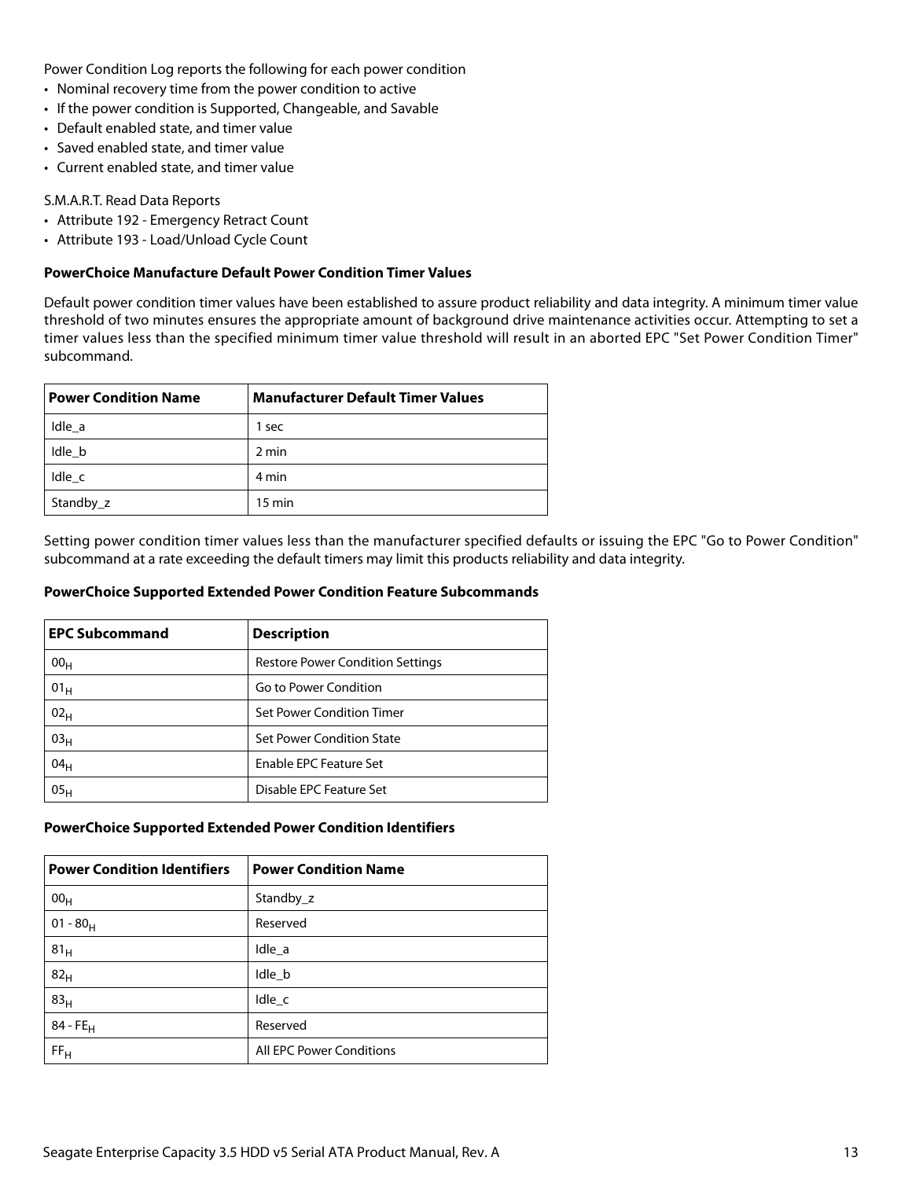Power Condition Log reports the following for each power condition

- Nominal recovery time from the power condition to active
- If the power condition is Supported, Changeable, and Savable
- Default enabled state, and timer value
- Saved enabled state, and timer value
- Current enabled state, and timer value

S.M.A.R.T. Read Data Reports

- Attribute 192 - Emergency Retract Count
- Attribute 193 - Load/Unload Cycle Count

**PowerChoice Manufacture Default Power Condition Timer Values**

Default power condition timer values have been established to assure product reliability and data integrity. A minimum timer value threshold of two minutes ensures the appropriate amount of background drive maintenance activities occur. Attempting to set a timer values less than the specified minimum timer value threshold will result in an aborted EPC "Set Power Condition Timer" subcommand.

| Power Condition Name | Manufacturer Default Timer Values |
|---|---|
| Idle_a | 1 sec |
| Idle_b | 2 min |
| Idle_c | 4 min |
| Standby_z | 15 min |

Setting power condition timer values less than the manufacturer specified defaults or issuing the EPC "Go to Power Condition" subcommand at a rate exceeding the default timers may limit this products reliability and data integrity.

**PowerChoice Supported Extended Power Condition Feature Subcommands**

| EPC Subcommand | Description |
|---|---|
| $00_H$ | Restore Power Condition Settings |
| $01_H$ | Go to Power Condition |
| $02_H$ | Set Power Condition Timer |
| $03_H$ | Set Power Condition State |
| $04_H$ | Enable EPC Feature Set |
| $05_H$ | Disable EPC Feature Set |

**PowerChoice Supported Extended Power Condition Identifiers**

| Power Condition Identifiers | Power Condition Name |
|---|---|
| $00_H$ | Standby_z |
| $01 - 80_H$ | Reserved |
| $81_H$ | Idle_a |
| $82_H$ | Idle_b |
| $83_H$ | Idle_c |
| $84 - FE_H$ | Reserved |
| $FF_H$ | All EPC Power Conditions |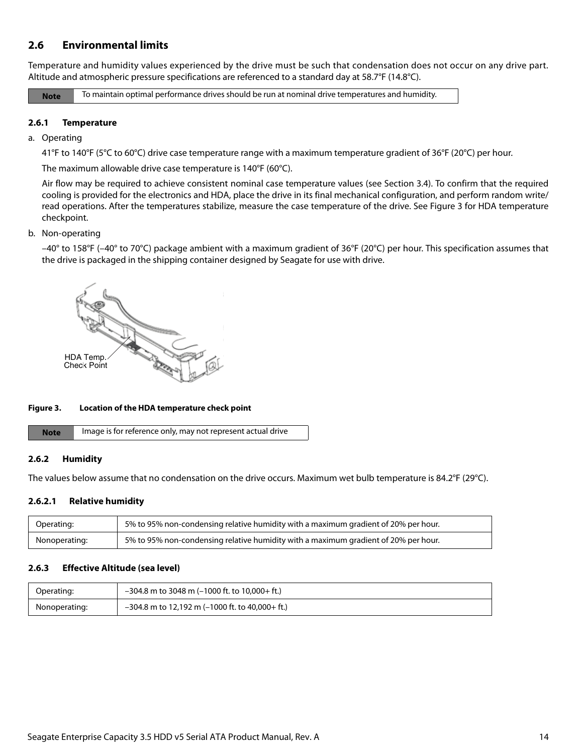## 2.6 Environmental limits

Temperature and humidity values experienced by the drive must be such that condensation does not occur on any drive part. Altitude and atmospheric pressure specifications are referenced to a standard day at 58.7°F (14.8°C).

| Note | To maintain optimal performance drives should be run at nominal drive temperatures and humidity. |
|---|---|

### 2.6.1 Temperature

a. Operating

41°F to 140°F (5°C to 60°C) drive case temperature range with a maximum temperature gradient of 36°F (20°C) per hour.

The maximum allowable drive case temperature is 140°F (60°C).

Air flow may be required to achieve consistent nominal case temperature values (see Section 3.4). To confirm that the required cooling is provided for the electronics and HDA, place the drive in its final mechanical configuration, and perform random write/read operations. After the temperatures stabilize, measure the case temperature of the drive. See Figure 3 for HDA temperature checkpoint.

b. Non-operating

–40° to 158°F (–40° to 70°C) package ambient with a maximum gradient of 36°F (20°C) per hour. This specification assumes that the drive is packaged in the shipping container designed by Seagate for use with drive.

HDA Temp. Check Point

**Figure 3. Location of the HDA temperature check point**

| Note | Image is for reference only, may not represent actual drive |
|---|---|

### 2.6.2 Humidity

The values below assume that no condensation on the drive occurs. Maximum wet bulb temperature is 84.2°F (29°C).

#### 2.6.2.1 Relative humidity

| Operating: | 5% to 95% non-condensing relative humidity with a maximum gradient of 20% per hour. |
|---|---|
| Nonoperating: | 5% to 95% non-condensing relative humidity with a maximum gradient of 20% per hour. |

### 2.6.3 Effective Altitude (sea level)

| Operating: | –304.8 m to 3048 m (–1000 ft. to 10,000+ ft.) |
|---|---|
| Nonoperating: | –304.8 m to 12,192 m (–1000 ft. to 40,000+ ft.) |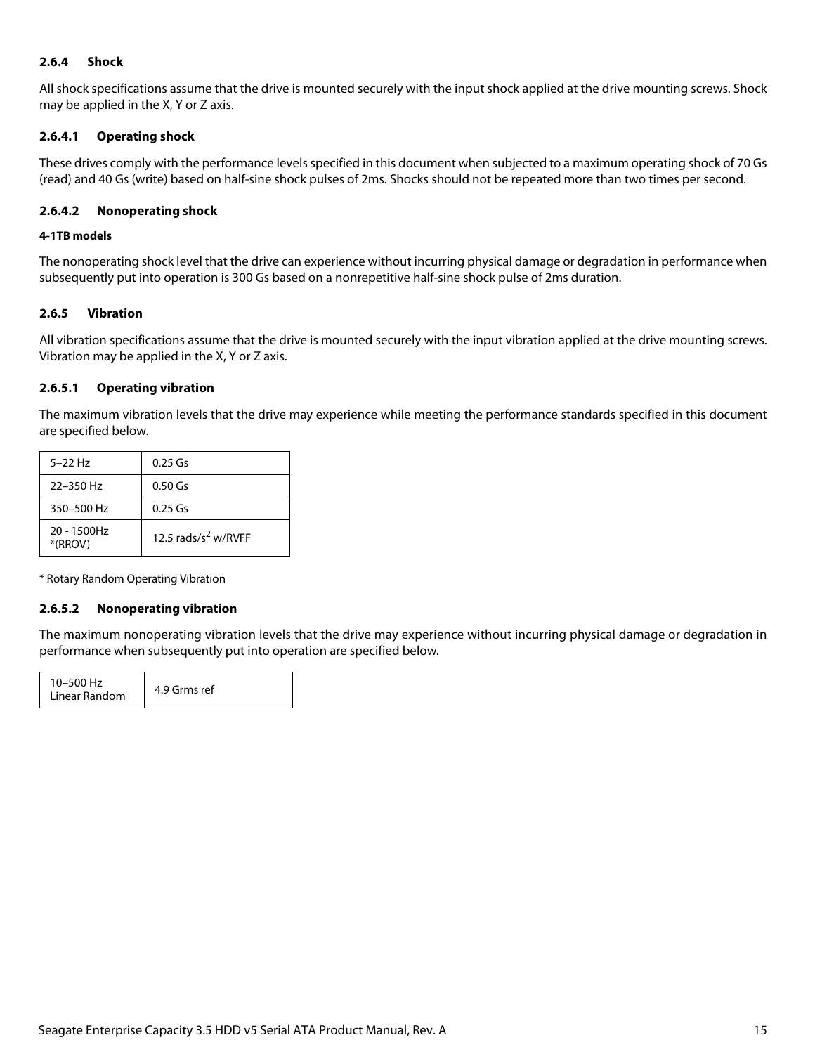### 2.6.4 Shock

All shock specifications assume that the drive is mounted securely with the input shock applied at the drive mounting screws. Shock may be applied in the X, Y or Z axis.

#### 2.6.4.1 Operating shock

These drives comply with the performance levels specified in this document when subjected to a maximum operating shock of 70 Gs (read) and 40 Gs (write) based on half-sine shock pulses of 2ms. Shocks should not be repeated more than two times per second.

#### 2.6.4.2 Nonoperating shock

**4-1TB models**

The nonoperating shock level that the drive can experience without incurring physical damage or degradation in performance when subsequently put into operation is 300 Gs based on a nonrepetitive half-sine shock pulse of 2ms duration.

### 2.6.5 Vibration

All vibration specifications assume that the drive is mounted securely with the input vibration applied at the drive mounting screws. Vibration may be applied in the X, Y or Z axis.

#### 2.6.5.1 Operating vibration

The maximum vibration levels that the drive may experience while meeting the performance standards specified in this document are specified below.

| | |
|---|---|
| 5–22 Hz | 0.25 Gs |
| 22–350 Hz | 0.50 Gs |
| 350–500 Hz | 0.25 Gs |
| 20 - 1500Hz *(RROV) | 12.5 rads/$s^2$ w/RVFF |

* Rotary Random Operating Vibration

#### 2.6.5.2 Nonoperating vibration

The maximum nonoperating vibration levels that the drive may experience without incurring physical damage or degradation in performance when subsequently put into operation are specified below.

| | |
|---|---|
| 10–500 Hz Linear Random | 4.9 Grms ref |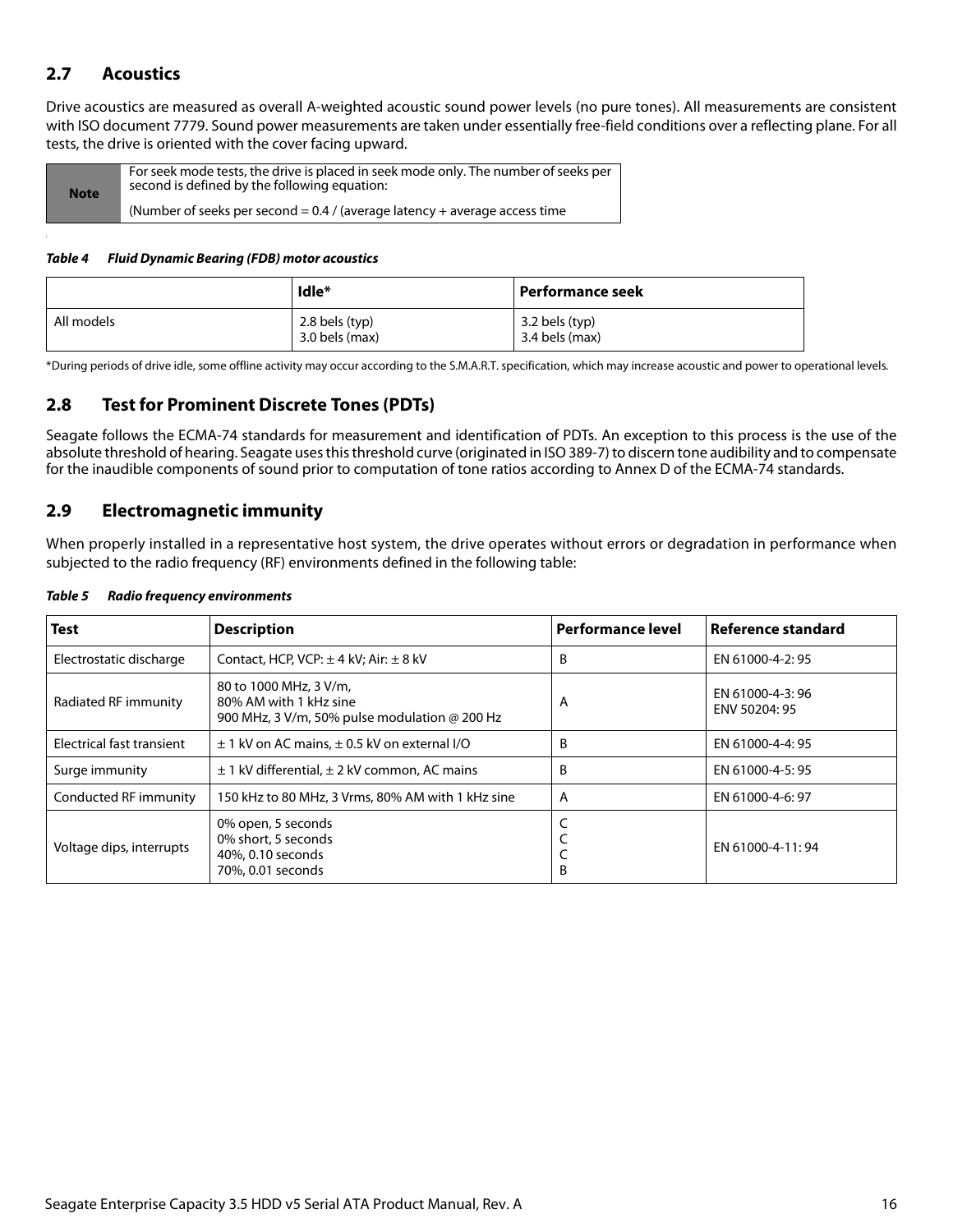## 2.7 Acoustics

Drive acoustics are measured as overall A-weighted acoustic sound power levels (no pure tones). All measurements are consistent with ISO document 7779. Sound power measurements are taken under essentially free-field conditions over a reflecting plane. For all tests, the drive is oriented with the cover facing upward.

| **Note** | For seek mode tests, the drive is placed in seek mode only. The number of seeks per second is defined by the following equation:<br>(Number of seeks per second = 0.4 / (average latency + average access time |
|---|---|

***Table 4 Fluid Dynamic Bearing (FDB) motor acoustics***

| | **Idle*** | **Performance seek** |
|---|---|---|
| All models | 2.8 bels (typ)<br>3.0 bels (max) | 3.2 bels (typ)<br>3.4 bels (max) |

*During periods of drive idle, some offline activity may occur according to the S.M.A.R.T. specification, which may increase acoustic and power to operational levels.

## 2.8 Test for Prominent Discrete Tones (PDTs)

Seagate follows the ECMA-74 standards for measurement and identification of PDTs. An exception to this process is the use of the absolute threshold of hearing. Seagate uses this threshold curve (originated in ISO 389-7) to discern tone audibility and to compensate for the inaudible components of sound prior to computation of tone ratios according to Annex D of the ECMA-74 standards.

## 2.9 Electromagnetic immunity

When properly installed in a representative host system, the drive operates without errors or degradation in performance when subjected to the radio frequency (RF) environments defined in the following table:

***Table 5 Radio frequency environments***

| **Test** | **Description** | **Performance level** | **Reference standard** |
|---|---|---|---|
| Electrostatic discharge | Contact, HCP, VCP: ± 4 kV; Air: ± 8 kV | B | EN 61000-4-2: 95 |
| Radiated RF immunity | 80 to 1000 MHz, 3 V/m,<br>80% AM with 1 kHz sine<br>900 MHz, 3 V/m, 50% pulse modulation @ 200 Hz | A | EN 61000-4-3: 96<br>ENV 50204: 95 |
| Electrical fast transient | ± 1 kV on AC mains, ± 0.5 kV on external I/O | B | EN 61000-4-4: 95 |
| Surge immunity | ± 1 kV differential, ± 2 kV common, AC mains | B | EN 61000-4-5: 95 |
| Conducted RF immunity | 150 kHz to 80 MHz, 3 Vrms, 80% AM with 1 kHz sine | A | EN 61000-4-6: 97 |
| Voltage dips, interrupts | 0% open, 5 seconds<br>0% short, 5 seconds<br>40%, 0.10 seconds<br>70%, 0.01 seconds | C<br>C<br>C<br>B | EN 61000-4-11: 94 |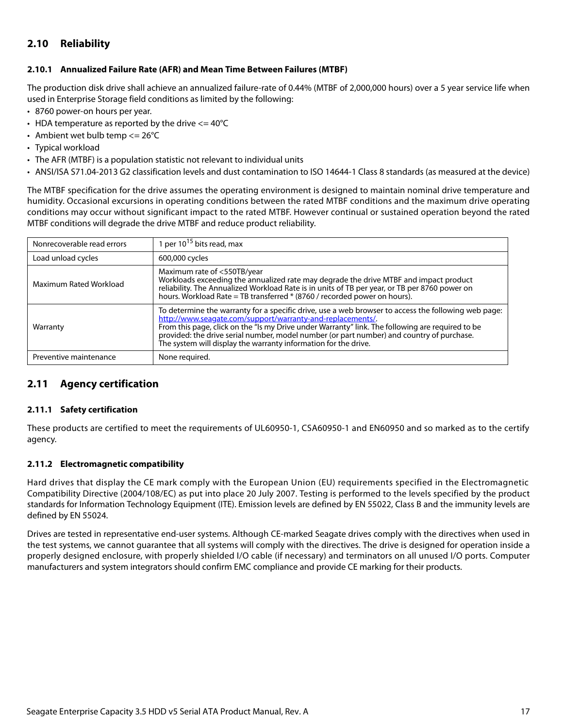## 2.10 Reliability

### 2.10.1 Annualized Failure Rate (AFR) and Mean Time Between Failures (MTBF)

The production disk drive shall achieve an annualized failure-rate of 0.44% (MTBF of 2,000,000 hours) over a 5 year service life when used in Enterprise Storage field conditions as limited by the following:

- 8760 power-on hours per year.
- HDA temperature as reported by the drive <= 40°C
- Ambient wet bulb temp <= 26°C
- Typical workload
- The AFR (MTBF) is a population statistic not relevant to individual units
- ANSI/ISA S71.04-2013 G2 classification levels and dust contamination to ISO 14644-1 Class 8 standards (as measured at the device)

The MTBF specification for the drive assumes the operating environment is designed to maintain nominal drive temperature and humidity. Occasional excursions in operating conditions between the rated MTBF conditions and the maximum drive operating conditions may occur without significant impact to the rated MTBF. However continual or sustained operation beyond the rated MTBF conditions will degrade the drive MTBF and reduce product reliability.

| | |
|---|---|
| Nonrecoverable read errors | 1 per $10^{15}$ bits read, max |
| Load unload cycles | 600,000 cycles |
| Maximum Rated Workload | Maximum rate of <550TB/year<br>Workloads exceeding the annualized rate may degrade the drive MTBF and impact product reliability. The Annualized Workload Rate is in units of TB per year, or TB per 8760 power on hours. Workload Rate = TB transferred * (8760 / recorded power on hours). |
| Warranty | To determine the warranty for a specific drive, use a web browser to access the following web page: http://www.seagate.com/support/warranty-and-replacements/.<br>From this page, click on the "Is my Drive under Warranty" link. The following are required to be provided: the drive serial number, model number (or part number) and country of purchase. The system will display the warranty information for the drive. |
| Preventive maintenance | None required. |

## 2.11 Agency certification

### 2.11.1 Safety certification

These products are certified to meet the requirements of UL60950-1, CSA60950-1 and EN60950 and so marked as to the certify agency.

### 2.11.2 Electromagnetic compatibility

Hard drives that display the CE mark comply with the European Union (EU) requirements specified in the Electromagnetic Compatibility Directive (2004/108/EC) as put into place 20 July 2007. Testing is performed to the levels specified by the product standards for Information Technology Equipment (ITE). Emission levels are defined by EN 55022, Class B and the immunity levels are defined by EN 55024.

Drives are tested in representative end-user systems. Although CE-marked Seagate drives comply with the directives when used in the test systems, we cannot guarantee that all systems will comply with the directives. The drive is designed for operation inside a properly designed enclosure, with properly shielded I/O cable (if necessary) and terminators on all unused I/O ports. Computer manufacturers and system integrators should confirm EMC compliance and provide CE marking for their products.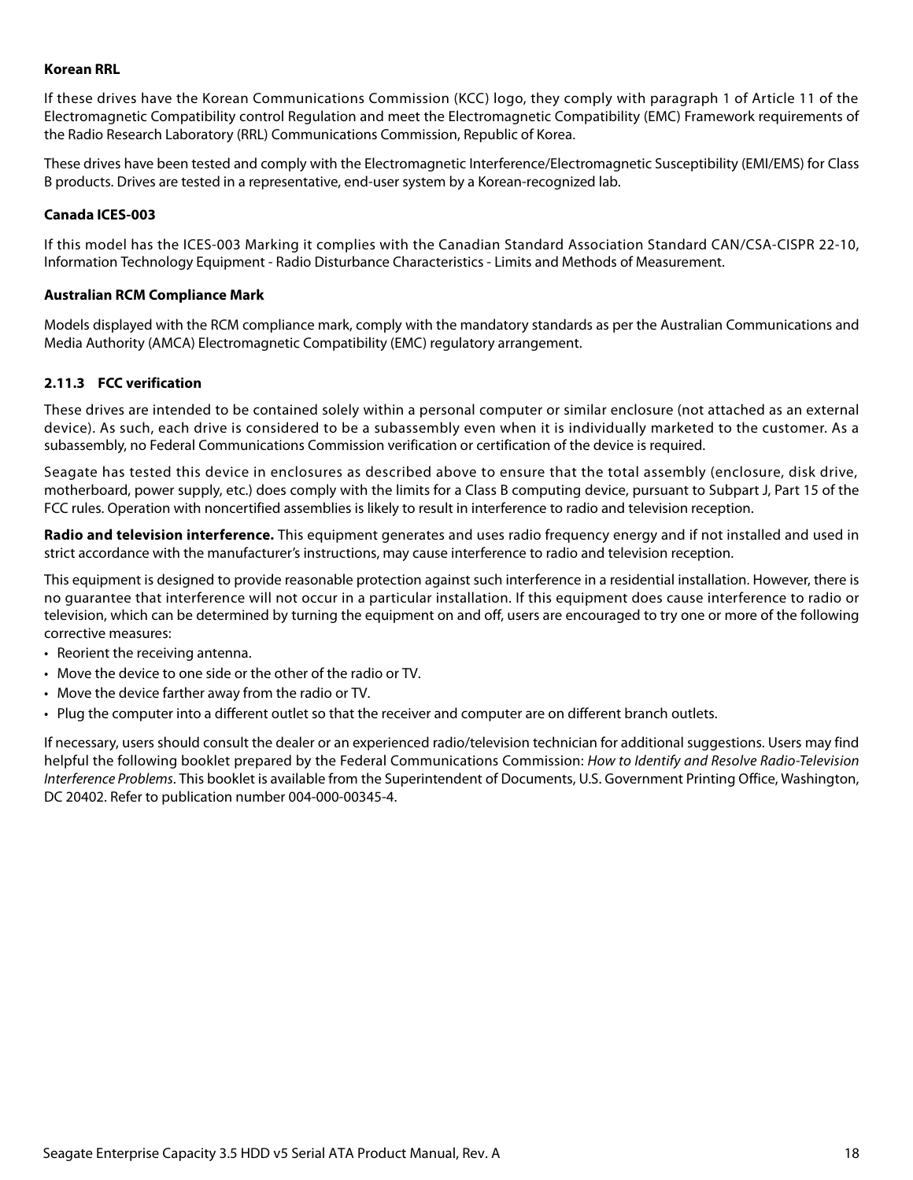**Korean RRL**

If these drives have the Korean Communications Commission (KCC) logo, they comply with paragraph 1 of Article 11 of the Electromagnetic Compatibility control Regulation and meet the Electromagnetic Compatibility (EMC) Framework requirements of the Radio Research Laboratory (RRL) Communications Commission, Republic of Korea.

These drives have been tested and comply with the Electromagnetic Interference/Electromagnetic Susceptibility (EMI/EMS) for Class B products. Drives are tested in a representative, end-user system by a Korean-recognized lab.

**Canada ICES-003**

If this model has the ICES-003 Marking it complies with the Canadian Standard Association Standard CAN/CSA-CISPR 22-10, Information Technology Equipment - Radio Disturbance Characteristics - Limits and Methods of Measurement.

**Australian RCM Compliance Mark**

Models displayed with the RCM compliance mark, comply with the mandatory standards as per the Australian Communications and Media Authority (AMCA) Electromagnetic Compatibility (EMC) regulatory arrangement.

### 2.11.3 FCC verification

These drives are intended to be contained solely within a personal computer or similar enclosure (not attached as an external device). As such, each drive is considered to be a subassembly even when it is individually marketed to the customer. As a subassembly, no Federal Communications Commission verification or certification of the device is required.

Seagate has tested this device in enclosures as described above to ensure that the total assembly (enclosure, disk drive, motherboard, power supply, etc.) does comply with the limits for a Class B computing device, pursuant to Subpart J, Part 15 of the FCC rules. Operation with noncertified assemblies is likely to result in interference to radio and television reception.

**Radio and television interference.** This equipment generates and uses radio frequency energy and if not installed and used in strict accordance with the manufacturer's instructions, may cause interference to radio and television reception.

This equipment is designed to provide reasonable protection against such interference in a residential installation. However, there is no guarantee that interference will not occur in a particular installation. If this equipment does cause interference to radio or television, which can be determined by turning the equipment on and off, users are encouraged to try one or more of the following corrective measures:

- Reorient the receiving antenna.
- Move the device to one side or the other of the radio or TV.
- Move the device farther away from the radio or TV.
- Plug the computer into a different outlet so that the receiver and computer are on different branch outlets.

If necessary, users should consult the dealer or an experienced radio/television technician for additional suggestions. Users may find helpful the following booklet prepared by the Federal Communications Commission: *How to Identify and Resolve Radio-Television Interference Problems*. This booklet is available from the Superintendent of Documents, U.S. Government Printing Office, Washington, DC 20402. Refer to publication number 004-000-00345-4.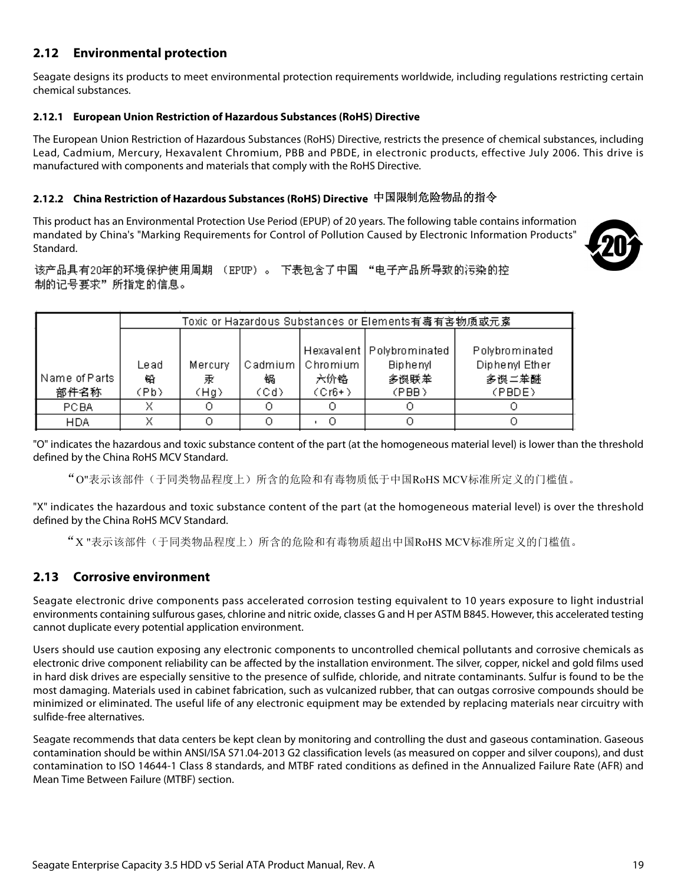## 2.12 Environmental protection

Seagate designs its products to meet environmental protection requirements worldwide, including regulations restricting certain chemical substances.

### 2.12.1 European Union Restriction of Hazardous Substances (RoHS) Directive

The European Union Restriction of Hazardous Substances (RoHS) Directive, restricts the presence of chemical substances, including Lead, Cadmium, Mercury, Hexavalent Chromium, PBB and PBDE, in electronic products, effective July 2006. This drive is manufactured with components and materials that comply with the RoHS Directive.

### 2.12.2 China Restriction of Hazardous Substances (RoHS) Directive 中国限制危险物品的指令

This product has an Environmental Protection Use Period (EPUP) of 20 years. The following table contains information mandated by China's "Marking Requirements for Control of Pollution Caused by Electronic Information Products" Standard.

该产品具有20年的环境保护使用周期 （EPUP）。 下表包含了中国 “电子产品所导致的污染的控制的记号要求” 所指定的信息。

| Name of Parts 部件名称 | Toxic or Hazardous Substances or Elements有毒有害物质或元素 | | | | | |
|---|---|---|---|---|---|---|
| | Lead 铅 (Pb) | Mercury 汞 (Hg) | Cadmium 镉 (Cd) | Hexavalent Chromium 六价铬 (Cr6+) | Polybrominated Biphenyl 多溴联苯 (PBB) | Polybrominated Diphenyl Ether 多溴二苯醚 (PBDE) |
| PCBA | X | O | O | O | O | O |
| HDA | X | O | O | O | O | O |

"O" indicates the hazardous and toxic substance content of the part (at the homogeneous material level) is lower than the threshold defined by the China RoHS MCV Standard.

“O"表示该部件（于同类物品程度上）所含的危险和有毒物质低于中国RoHS MCV标准所定义的门槛值。

"X" indicates the hazardous and toxic substance content of the part (at the homogeneous material level) is over the threshold defined by the China RoHS MCV Standard.

“X "表示该部件（于同类物品程度上）所含的危险和有毒物质超出中国RoHS MCV标准所定义的门槛值。

## 2.13 Corrosive environment

Seagate electronic drive components pass accelerated corrosion testing equivalent to 10 years exposure to light industrial environments containing sulfurous gases, chlorine and nitric oxide, classes G and H per ASTM B845. However, this accelerated testing cannot duplicate every potential application environment.

Users should use caution exposing any electronic components to uncontrolled chemical pollutants and corrosive chemicals as electronic drive component reliability can be affected by the installation environment. The silver, copper, nickel and gold films used in hard disk drives are especially sensitive to the presence of sulfide, chloride, and nitrate contaminants. Sulfur is found to be the most damaging. Materials used in cabinet fabrication, such as vulcanized rubber, that can outgas corrosive compounds should be minimized or eliminated. The useful life of any electronic equipment may be extended by replacing materials near circuitry with sulfide-free alternatives.

Seagate recommends that data centers be kept clean by monitoring and controlling the dust and gaseous contamination. Gaseous contamination should be within ANSI/ISA S71.04-2013 G2 classification levels (as measured on copper and silver coupons), and dust contamination to ISO 14644-1 Class 8 standards, and MTBF rated conditions as defined in the Annualized Failure Rate (AFR) and Mean Time Between Failure (MTBF) section.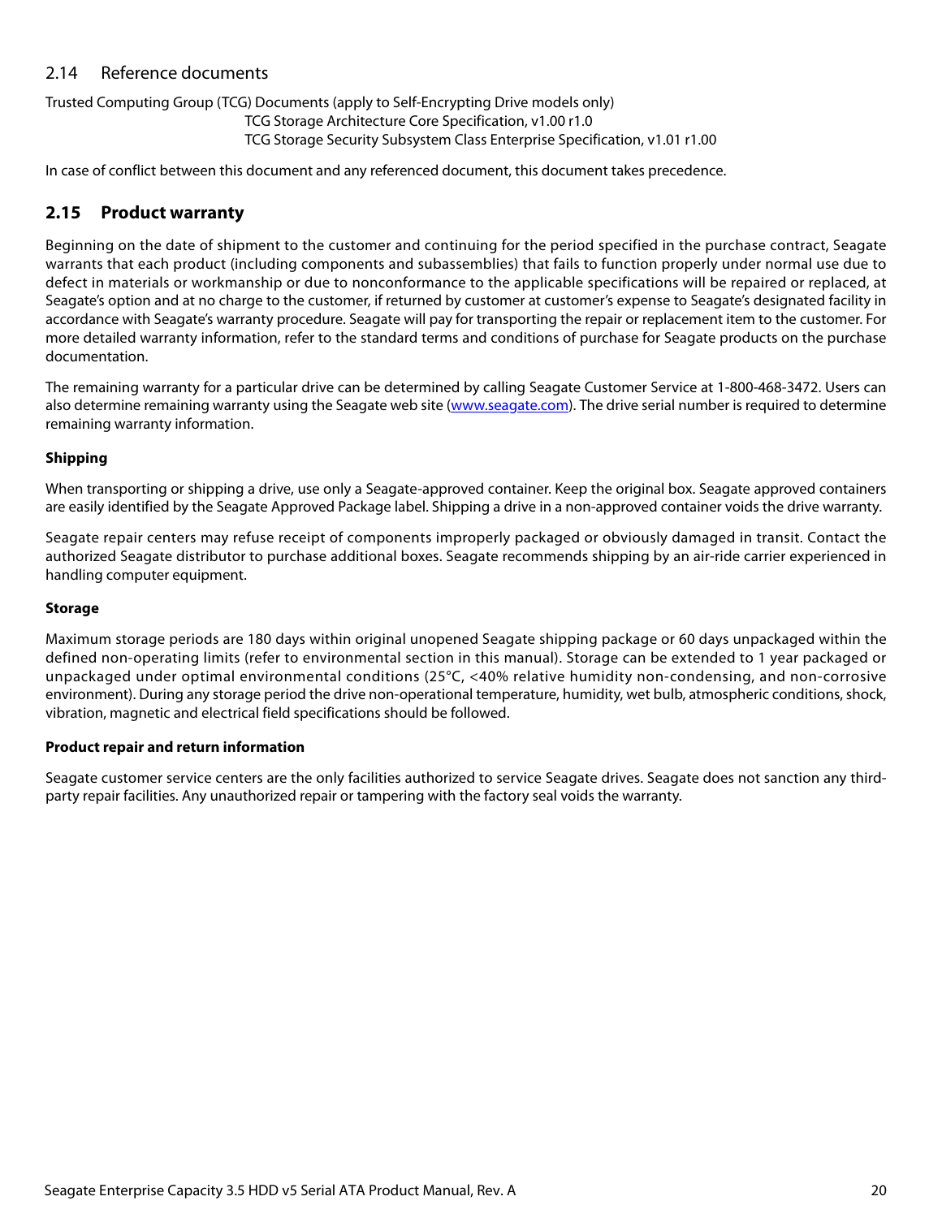## 2.14 Reference documents

Trusted Computing Group (TCG) Documents (apply to Self-Encrypting Drive models only)

TCG Storage Architecture Core Specification, v1.00 r1.0

TCG Storage Security Subsystem Class Enterprise Specification, v1.01 r1.00

In case of conflict between this document and any referenced document, this document takes precedence.

## 2.15 Product warranty

Beginning on the date of shipment to the customer and continuing for the period specified in the purchase contract, Seagate warrants that each product (including components and subassemblies) that fails to function properly under normal use due to defect in materials or workmanship or due to nonconformance to the applicable specifications will be repaired or replaced, at Seagate's option and at no charge to the customer, if returned by customer at customer's expense to Seagate's designated facility in accordance with Seagate's warranty procedure. Seagate will pay for transporting the repair or replacement item to the customer. For more detailed warranty information, refer to the standard terms and conditions of purchase for Seagate products on the purchase documentation.

The remaining warranty for a particular drive can be determined by calling Seagate Customer Service at 1-800-468-3472. Users can also determine remaining warranty using the Seagate web site (www.seagate.com). The drive serial number is required to determine remaining warranty information.

**Shipping**

When transporting or shipping a drive, use only a Seagate-approved container. Keep the original box. Seagate approved containers are easily identified by the Seagate Approved Package label. Shipping a drive in a non-approved container voids the drive warranty.

Seagate repair centers may refuse receipt of components improperly packaged or obviously damaged in transit. Contact the authorized Seagate distributor to purchase additional boxes. Seagate recommends shipping by an air-ride carrier experienced in handling computer equipment.

**Storage**

Maximum storage periods are 180 days within original unopened Seagate shipping package or 60 days unpackaged within the defined non-operating limits (refer to environmental section in this manual). Storage can be extended to 1 year packaged or unpackaged under optimal environmental conditions (25°C, <40% relative humidity non-condensing, and non-corrosive environment). During any storage period the drive non-operational temperature, humidity, wet bulb, atmospheric conditions, shock, vibration, magnetic and electrical field specifications should be followed.

**Product repair and return information**

Seagate customer service centers are the only facilities authorized to service Seagate drives. Seagate does not sanction any third-party repair facilities. Any unauthorized repair or tampering with the factory seal voids the warranty.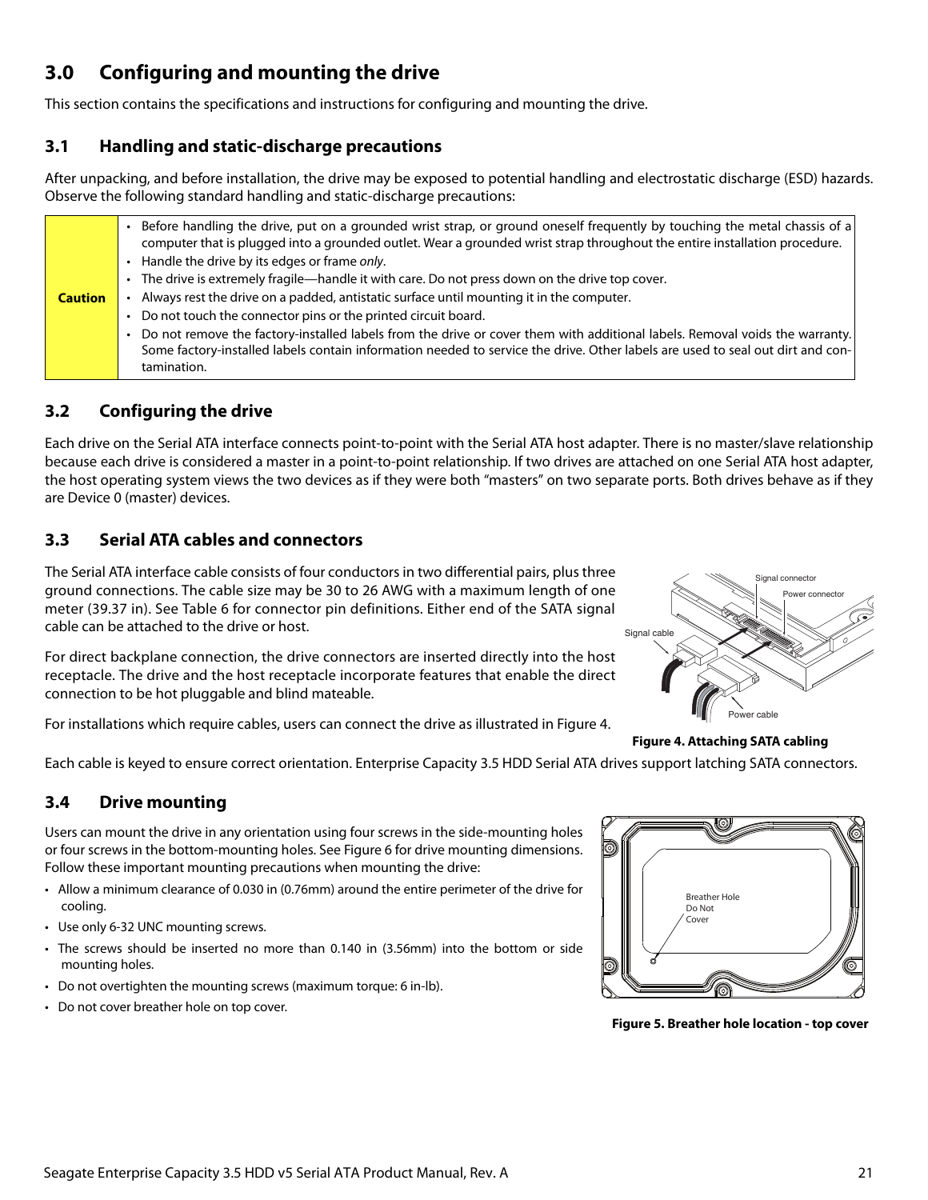# 3.0 Configuring and mounting the drive

This section contains the specifications and instructions for configuring and mounting the drive.

## 3.1 Handling and static-discharge precautions

After unpacking, and before installation, the drive may be exposed to potential handling and electrostatic discharge (ESD) hazards. Observe the following standard handling and static-discharge precautions:

| **Caution** | • Before handling the drive, put on a grounded wrist strap, or ground oneself frequently by touching the metal chassis of a computer that is plugged into a grounded outlet. Wear a grounded wrist strap throughout the entire installation procedure.<br>• Handle the drive by its edges or frame *only*.<br>• The drive is extremely fragile—handle it with care. Do not press down on the drive top cover.<br>• Always rest the drive on a padded, antistatic surface until mounting it in the computer.<br>• Do not touch the connector pins or the printed circuit board.<br>• Do not remove the factory-installed labels from the drive or cover them with additional labels. Removal voids the warranty. Some factory-installed labels contain information needed to service the drive. Other labels are used to seal out dirt and contamination. |
|---|---|

## 3.2 Configuring the drive

Each drive on the Serial ATA interface connects point-to-point with the Serial ATA host adapter. There is no master/slave relationship because each drive is considered a master in a point-to-point relationship. If two drives are attached on one Serial ATA host adapter, the host operating system views the two devices as if they were both "masters" on two separate ports. Both drives behave as if they are Device 0 (master) devices.

## 3.3 Serial ATA cables and connectors

The Serial ATA interface cable consists of four conductors in two differential pairs, plus three ground connections. The cable size may be 30 to 26 AWG with a maximum length of one meter (39.37 in). See Table 6 for connector pin definitions. Either end of the SATA signal cable can be attached to the drive or host.

For direct backplane connection, the drive connectors are inserted directly into the host receptacle. The drive and the host receptacle incorporate features that enable the direct connection to be hot pluggable and blind mateable.

For installations which require cables, users can connect the drive as illustrated in Figure 4.

Signal connector
Power connector
Signal cable
Power cable

**Figure 4. Attaching SATA cabling**

Each cable is keyed to ensure correct orientation. Enterprise Capacity 3.5 HDD Serial ATA drives support latching SATA connectors.

## 3.4 Drive mounting

Users can mount the drive in any orientation using four screws in the side-mounting holes or four screws in the bottom-mounting holes. See Figure 6 for drive mounting dimensions. Follow these important mounting precautions when mounting the drive:

- Allow a minimum clearance of 0.030 in (0.76mm) around the entire perimeter of the drive for cooling.
- Use only 6-32 UNC mounting screws.
- The screws should be inserted no more than 0.140 in (3.56mm) into the bottom or side mounting holes.
- Do not overtighten the mounting screws (maximum torque: 6 in-lb).
- Do not cover breather hole on top cover.

Breather Hole
Do Not
Cover

**Figure 5. Breather hole location - top cover**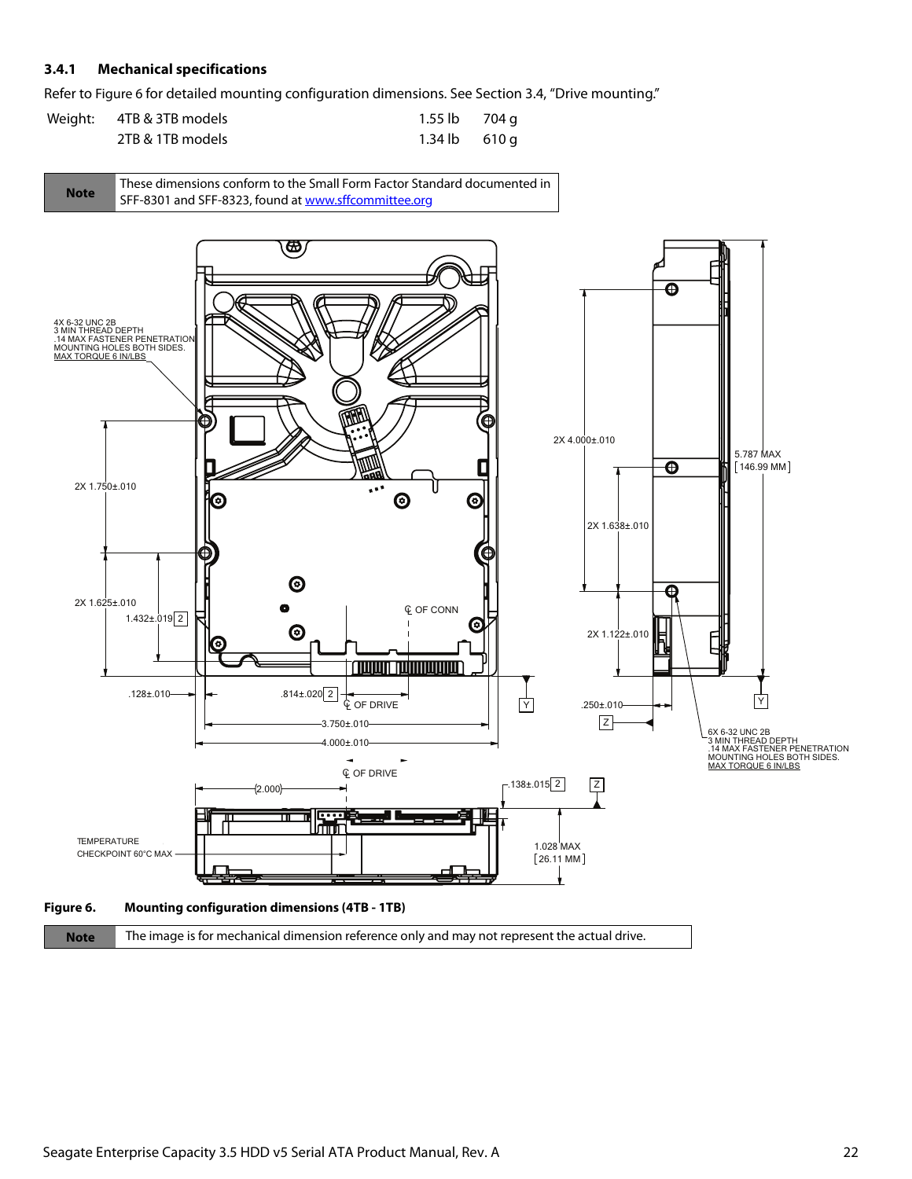### 3.4.1 Mechanical specifications

Refer to Figure 6 for detailed mounting configuration dimensions. See Section 3.4, “Drive mounting.”

| Weight: | 4TB & 3TB models | 1.55 lb | 704 g |
|---|---|---|---|
| | 2TB & 1TB models | 1.34 lb | 610 g |

| Note | These dimensions conform to the Small Form Factor Standard documented in SFF-8301 and SFF-8323, found at www.sffcommittee.org |
|---|---|

**Figure 6. Mounting configuration dimensions (4TB - 1TB)**

| Note | The image is for mechanical dimension reference only and may not represent the actual drive. |
|---|---|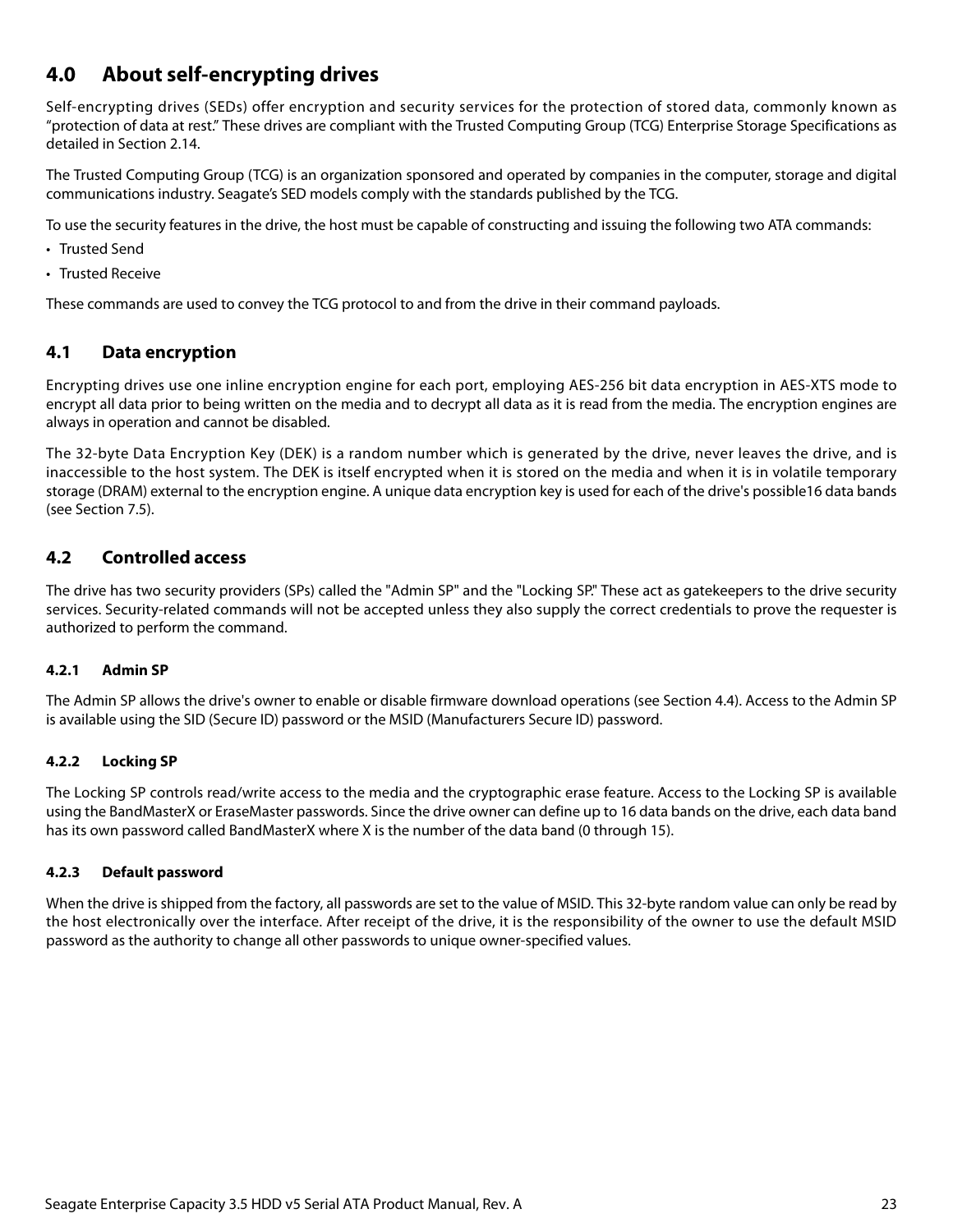# 4.0 About self-encrypting drives

Self-encrypting drives (SEDs) offer encryption and security services for the protection of stored data, commonly known as "protection of data at rest." These drives are compliant with the Trusted Computing Group (TCG) Enterprise Storage Specifications as detailed in Section 2.14.

The Trusted Computing Group (TCG) is an organization sponsored and operated by companies in the computer, storage and digital communications industry. Seagate's SED models comply with the standards published by the TCG.

To use the security features in the drive, the host must be capable of constructing and issuing the following two ATA commands:

- Trusted Send
- Trusted Receive

These commands are used to convey the TCG protocol to and from the drive in their command payloads.

## 4.1 Data encryption

Encrypting drives use one inline encryption engine for each port, employing AES-256 bit data encryption in AES-XTS mode to encrypt all data prior to being written on the media and to decrypt all data as it is read from the media. The encryption engines are always in operation and cannot be disabled.

The 32-byte Data Encryption Key (DEK) is a random number which is generated by the drive, never leaves the drive, and is inaccessible to the host system. The DEK is itself encrypted when it is stored on the media and when it is in volatile temporary storage (DRAM) external to the encryption engine. A unique data encryption key is used for each of the drive's possible16 data bands (see Section 7.5).

## 4.2 Controlled access

The drive has two security providers (SPs) called the "Admin SP" and the "Locking SP." These act as gatekeepers to the drive security services. Security-related commands will not be accepted unless they also supply the correct credentials to prove the requester is authorized to perform the command.

### 4.2.1 Admin SP

The Admin SP allows the drive's owner to enable or disable firmware download operations (see Section 4.4). Access to the Admin SP is available using the SID (Secure ID) password or the MSID (Manufacturers Secure ID) password.

### 4.2.2 Locking SP

The Locking SP controls read/write access to the media and the cryptographic erase feature. Access to the Locking SP is available using the BandMasterX or EraseMaster passwords. Since the drive owner can define up to 16 data bands on the drive, each data band has its own password called BandMasterX where X is the number of the data band (0 through 15).

### 4.2.3 Default password

When the drive is shipped from the factory, all passwords are set to the value of MSID. This 32-byte random value can only be read by the host electronically over the interface. After receipt of the drive, it is the responsibility of the owner to use the default MSID password as the authority to change all other passwords to unique owner-specified values.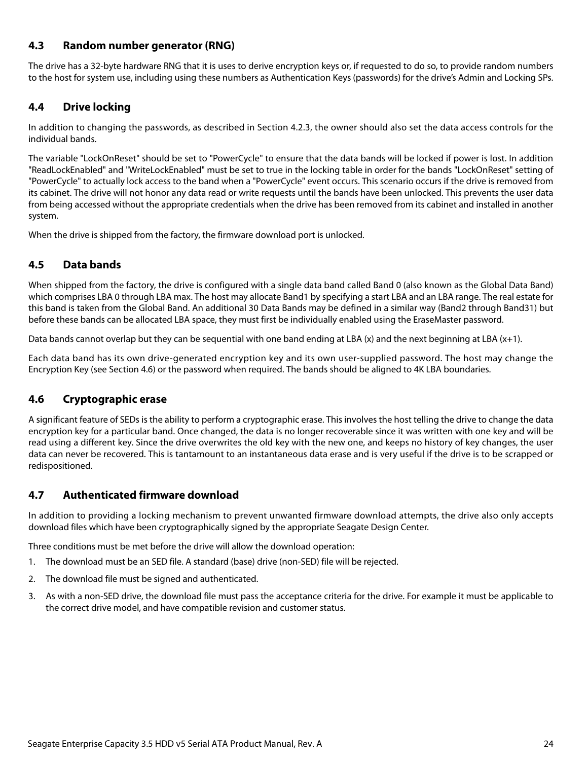## 4.3 Random number generator (RNG)

The drive has a 32-byte hardware RNG that it is uses to derive encryption keys or, if requested to do so, to provide random numbers to the host for system use, including using these numbers as Authentication Keys (passwords) for the drive's Admin and Locking SPs.

## 4.4 Drive locking

In addition to changing the passwords, as described in Section 4.2.3, the owner should also set the data access controls for the individual bands.

The variable "LockOnReset" should be set to "PowerCycle" to ensure that the data bands will be locked if power is lost. In addition "ReadLockEnabled" and "WriteLockEnabled" must be set to true in the locking table in order for the bands "LockOnReset" setting of "PowerCycle" to actually lock access to the band when a "PowerCycle" event occurs. This scenario occurs if the drive is removed from its cabinet. The drive will not honor any data read or write requests until the bands have been unlocked. This prevents the user data from being accessed without the appropriate credentials when the drive has been removed from its cabinet and installed in another system.

When the drive is shipped from the factory, the firmware download port is unlocked.

## 4.5 Data bands

When shipped from the factory, the drive is configured with a single data band called Band 0 (also known as the Global Data Band) which comprises LBA 0 through LBA max. The host may allocate Band1 by specifying a start LBA and an LBA range. The real estate for this band is taken from the Global Band. An additional 30 Data Bands may be defined in a similar way (Band2 through Band31) but before these bands can be allocated LBA space, they must first be individually enabled using the EraseMaster password.

Data bands cannot overlap but they can be sequential with one band ending at LBA (x) and the next beginning at LBA (x+1).

Each data band has its own drive-generated encryption key and its own user-supplied password. The host may change the Encryption Key (see Section 4.6) or the password when required. The bands should be aligned to 4K LBA boundaries.

## 4.6 Cryptographic erase

A significant feature of SEDs is the ability to perform a cryptographic erase. This involves the host telling the drive to change the data encryption key for a particular band. Once changed, the data is no longer recoverable since it was written with one key and will be read using a different key. Since the drive overwrites the old key with the new one, and keeps no history of key changes, the user data can never be recovered. This is tantamount to an instantaneous data erase and is very useful if the drive is to be scrapped or redispositioned.

## 4.7 Authenticated firmware download

In addition to providing a locking mechanism to prevent unwanted firmware download attempts, the drive also only accepts download files which have been cryptographically signed by the appropriate Seagate Design Center.

Three conditions must be met before the drive will allow the download operation:

1. The download must be an SED file. A standard (base) drive (non-SED) file will be rejected.
2. The download file must be signed and authenticated.
3. As with a non-SED drive, the download file must pass the acceptance criteria for the drive. For example it must be applicable to the correct drive model, and have compatible revision and customer status.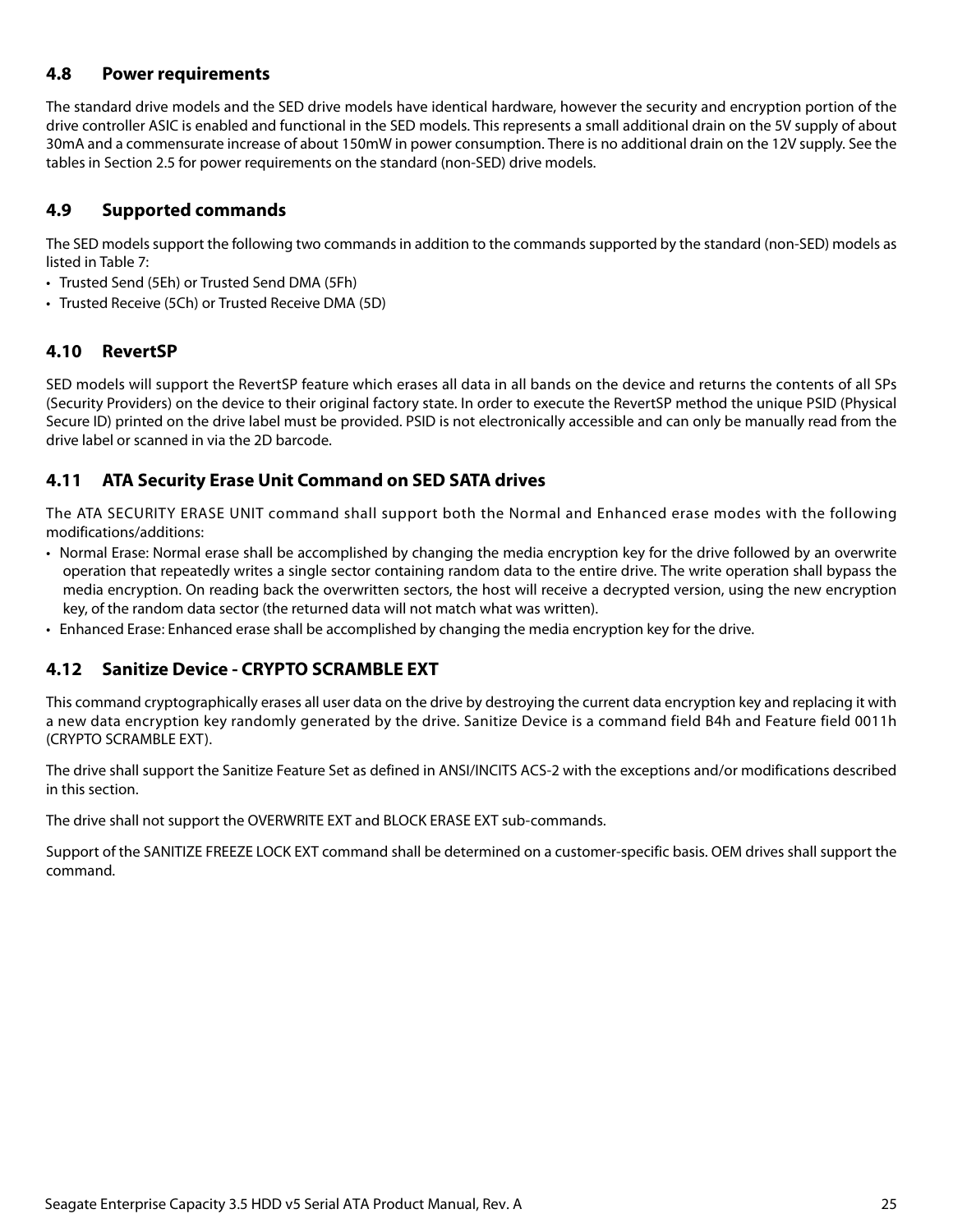### 4.8 Power requirements

The standard drive models and the SED drive models have identical hardware, however the security and encryption portion of the drive controller ASIC is enabled and functional in the SED models. This represents a small additional drain on the 5V supply of about 30mA and a commensurate increase of about 150mW in power consumption. There is no additional drain on the 12V supply. See the tables in Section 2.5 for power requirements on the standard (non-SED) drive models.

### 4.9 Supported commands

The SED models support the following two commands in addition to the commands supported by the standard (non-SED) models as listed in Table 7:

- Trusted Send (5Eh) or Trusted Send DMA (5Fh)
- Trusted Receive (5Ch) or Trusted Receive DMA (5D)

### 4.10 RevertSP

SED models will support the RevertSP feature which erases all data in all bands on the device and returns the contents of all SPs (Security Providers) on the device to their original factory state. In order to execute the RevertSP method the unique PSID (Physical Secure ID) printed on the drive label must be provided. PSID is not electronically accessible and can only be manually read from the drive label or scanned in via the 2D barcode.

### 4.11 ATA Security Erase Unit Command on SED SATA drives

The ATA SECURITY ERASE UNIT command shall support both the Normal and Enhanced erase modes with the following modifications/additions:

- Normal Erase: Normal erase shall be accomplished by changing the media encryption key for the drive followed by an overwrite operation that repeatedly writes a single sector containing random data to the entire drive. The write operation shall bypass the media encryption. On reading back the overwritten sectors, the host will receive a decrypted version, using the new encryption key, of the random data sector (the returned data will not match what was written).
- Enhanced Erase: Enhanced erase shall be accomplished by changing the media encryption key for the drive.

### 4.12 Sanitize Device - CRYPTO SCRAMBLE EXT

This command cryptographically erases all user data on the drive by destroying the current data encryption key and replacing it with a new data encryption key randomly generated by the drive. Sanitize Device is a command field B4h and Feature field 0011h (CRYPTO SCRAMBLE EXT).

The drive shall support the Sanitize Feature Set as defined in ANSI/INCITS ACS-2 with the exceptions and/or modifications described in this section.

The drive shall not support the OVERWRITE EXT and BLOCK ERASE EXT sub-commands.

Support of the SANITIZE FREEZE LOCK EXT command shall be determined on a customer-specific basis. OEM drives shall support the command.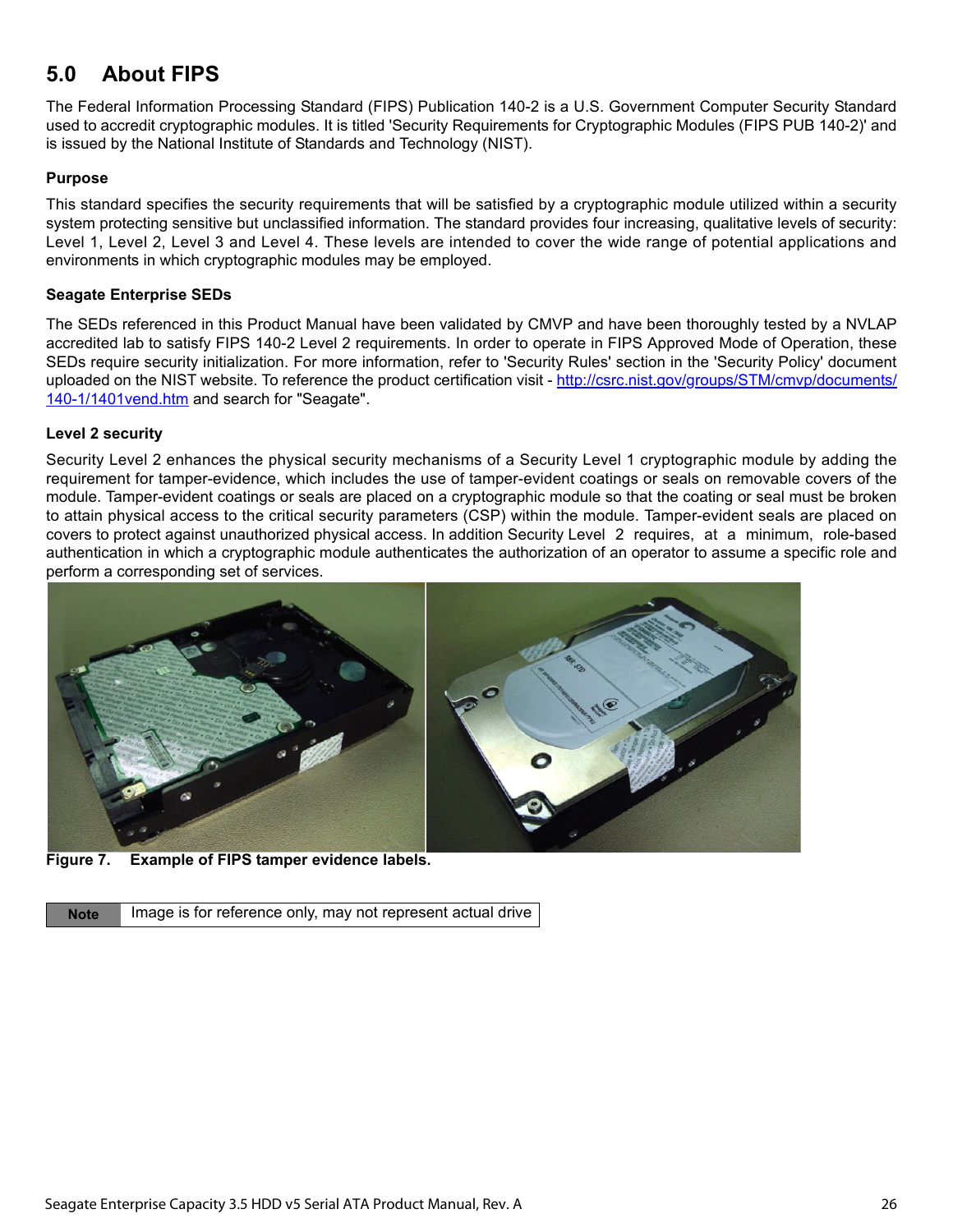# 5.0 About FIPS

The Federal Information Processing Standard (FIPS) Publication 140-2 is a U.S. Government Computer Security Standard used to accredit cryptographic modules. It is titled 'Security Requirements for Cryptographic Modules (FIPS PUB 140-2)' and is issued by the National Institute of Standards and Technology (NIST).

### Purpose

This standard specifies the security requirements that will be satisfied by a cryptographic module utilized within a security system protecting sensitive but unclassified information. The standard provides four increasing, qualitative levels of security: Level 1, Level 2, Level 3 and Level 4. These levels are intended to cover the wide range of potential applications and environments in which cryptographic modules may be employed.

### Seagate Enterprise SEDs

The SEDs referenced in this Product Manual have been validated by CMVP and have been thoroughly tested by a NVLAP accredited lab to satisfy FIPS 140-2 Level 2 requirements. In order to operate in FIPS Approved Mode of Operation, these SEDs require security initialization. For more information, refer to 'Security Rules' section in the 'Security Policy' document uploaded on the NIST website. To reference the product certification visit - [http://csrc.nist.gov/groups/STM/cmvp/documents/140-1/1401vend.htm](http://csrc.nist.gov/groups/STM/cmvp/documents/140-1/1401vend.htm) and search for "Seagate".

### Level 2 security

Security Level 2 enhances the physical security mechanisms of a Security Level 1 cryptographic module by adding the requirement for tamper-evidence, which includes the use of tamper-evident coatings or seals on removable covers of the module. Tamper-evident coatings or seals are placed on a cryptographic module so that the coating or seal must be broken to attain physical access to the critical security parameters (CSP) within the module. Tamper-evident seals are placed on covers to protect against unauthorized physical access. In addition Security Level 2 requires, at a minimum, role-based authentication in which a cryptographic module authenticates the authorization of an operator to assume a specific role and perform a corresponding set of services.

**Figure 7. Example of FIPS tamper evidence labels.**

| Note | Image is for reference only, may not represent actual drive |
| --- | --- |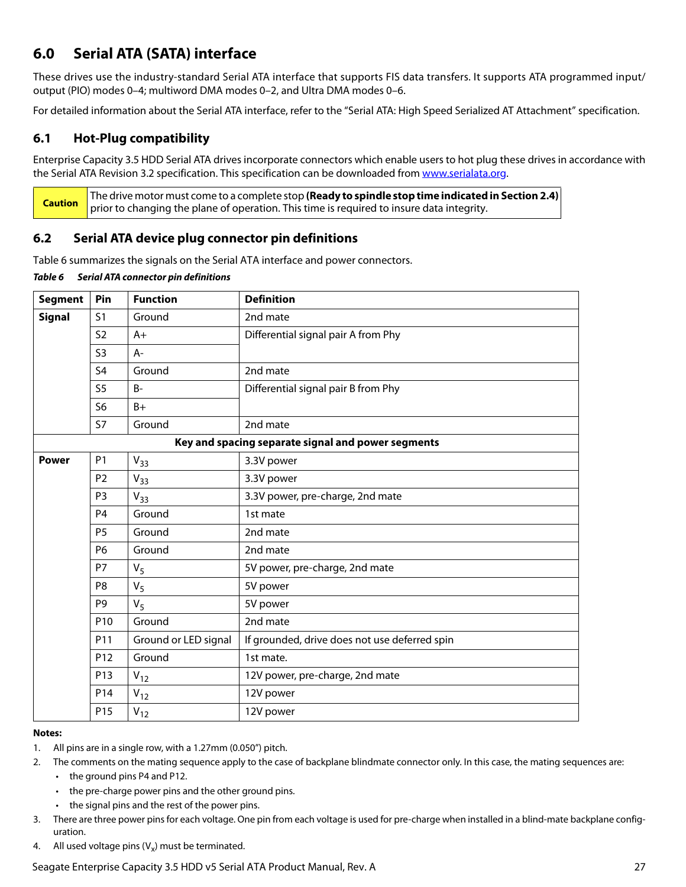## 6.0 Serial ATA (SATA) interface

These drives use the industry-standard Serial ATA interface that supports FIS data transfers. It supports ATA programmed input/output (PIO) modes 0–4; multiword DMA modes 0–2, and Ultra DMA modes 0–6.

For detailed information about the Serial ATA interface, refer to the "Serial ATA: High Speed Serialized AT Attachment" specification.

### 6.1 Hot-Plug compatibility

Enterprise Capacity 3.5 HDD Serial ATA drives incorporate connectors which enable users to hot plug these drives in accordance with the Serial ATA Revision 3.2 specification. This specification can be downloaded from [www.serialata.org](www.serialata.org).

| **Caution** | The drive motor must come to a complete stop **(Ready to spindle stop time indicated in Section 2.4)** prior to changing the plane of operation. This time is required to insure data integrity. |
|---|---|

### 6.2 Serial ATA device plug connector pin definitions

Table 6 summarizes the signals on the Serial ATA interface and power connectors.

***Table 6   Serial ATA connector pin definitions***

| Segment | Pin | Function | Definition |
|---|---|---|---|
| **Signal** | S1 | Ground | 2nd mate |
| | S2 | A+ | Differential signal pair A from Phy |
| | S3 | A- | |
| | S4 | Ground | 2nd mate |
| | S5 | B- | Differential signal pair B from Phy |
| | S6 | B+ | |
| | S7 | Ground | 2nd mate |
| **Key and spacing separate signal and power segments** | | | |
| **Power** | P1 | $V_{33}$ | 3.3V power |
| | P2 | $V_{33}$ | 3.3V power |
| | P3 | $V_{33}$ | 3.3V power, pre-charge, 2nd mate |
| | P4 | Ground | 1st mate |
| | P5 | Ground | 2nd mate |
| | P6 | Ground | 2nd mate |
| | P7 | $V_5$ | 5V power, pre-charge, 2nd mate |
| | P8 | $V_5$ | 5V power |
| | P9 | $V_5$ | 5V power |
| | P10 | Ground | 2nd mate |
| | P11 | Ground or LED signal | If grounded, drive does not use deferred spin |
| | P12 | Ground | 1st mate. |
| | P13 | $V_{12}$ | 12V power, pre-charge, 2nd mate |
| | P14 | $V_{12}$ | 12V power |
| | P15 | $V_{12}$ | 12V power |

**Notes:**

1. All pins are in a single row, with a 1.27mm (0.050") pitch.
2. The comments on the mating sequence apply to the case of backplane blindmate connector only. In this case, the mating sequences are:
   - the ground pins P4 and P12.
   - the pre-charge power pins and the other ground pins.
   - the signal pins and the rest of the power pins.
3. There are three power pins for each voltage. One pin from each voltage is used for pre-charge when installed in a blind-mate backplane configuration.
4. All used voltage pins ($V_x$) must be terminated.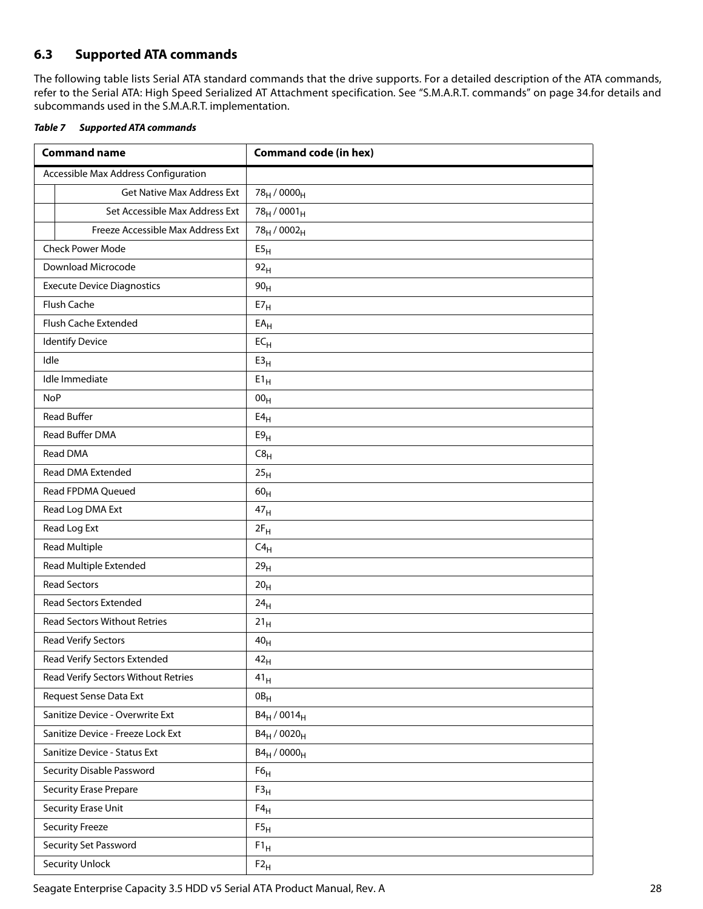### 6.3 Supported ATA commands

The following table lists Serial ATA standard commands that the drive supports. For a detailed description of the ATA commands, refer to the Serial ATA: High Speed Serialized AT Attachment specification. See "S.M.A.R.T. commands" on page 34.for details and subcommands used in the S.M.A.R.T. implementation.

***Table 7 Supported ATA commands***

| Command name | Command code (in hex) |
|---|---|
| Accessible Max Address Configuration | |
| Get Native Max Address Ext | $78_H$ / $0000_H$ |
| Set Accessible Max Address Ext | $78_H$ / $0001_H$ |
| Freeze Accessible Max Address Ext | $78_H$ / $0002_H$ |
| Check Power Mode | $E5_H$ |
| Download Microcode | $92_H$ |
| Execute Device Diagnostics | $90_H$ |
| Flush Cache | $E7_H$ |
| Flush Cache Extended | $EA_H$ |
| Identify Device | $EC_H$ |
| Idle | $E3_H$ |
| Idle Immediate | $E1_H$ |
| NoP | $00_H$ |
| Read Buffer | $E4_H$ |
| Read Buffer DMA | $E9_H$ |
| Read DMA | $C8_H$ |
| Read DMA Extended | $25_H$ |
| Read FPDMA Queued | $60_H$ |
| Read Log DMA Ext | $47_H$ |
| Read Log Ext | $2F_H$ |
| Read Multiple | $C4_H$ |
| Read Multiple Extended | $29_H$ |
| Read Sectors | $20_H$ |
| Read Sectors Extended | $24_H$ |
| Read Sectors Without Retries | $21_H$ |
| Read Verify Sectors | $40_H$ |
| Read Verify Sectors Extended | $42_H$ |
| Read Verify Sectors Without Retries | $41_H$ |
| Request Sense Data Ext | $0B_H$ |
| Sanitize Device - Overwrite Ext | $B4_H$ / $0014_H$ |
| Sanitize Device - Freeze Lock Ext | $B4_H$ / $0020_H$ |
| Sanitize Device - Status Ext | $B4_H$ / $0000_H$ |
| Security Disable Password | $F6_H$ |
| Security Erase Prepare | $F3_H$ |
| Security Erase Unit | $F4_H$ |
| Security Freeze | $F5_H$ |
| Security Set Password | $F1_H$ |
| Security Unlock | $F2_H$ |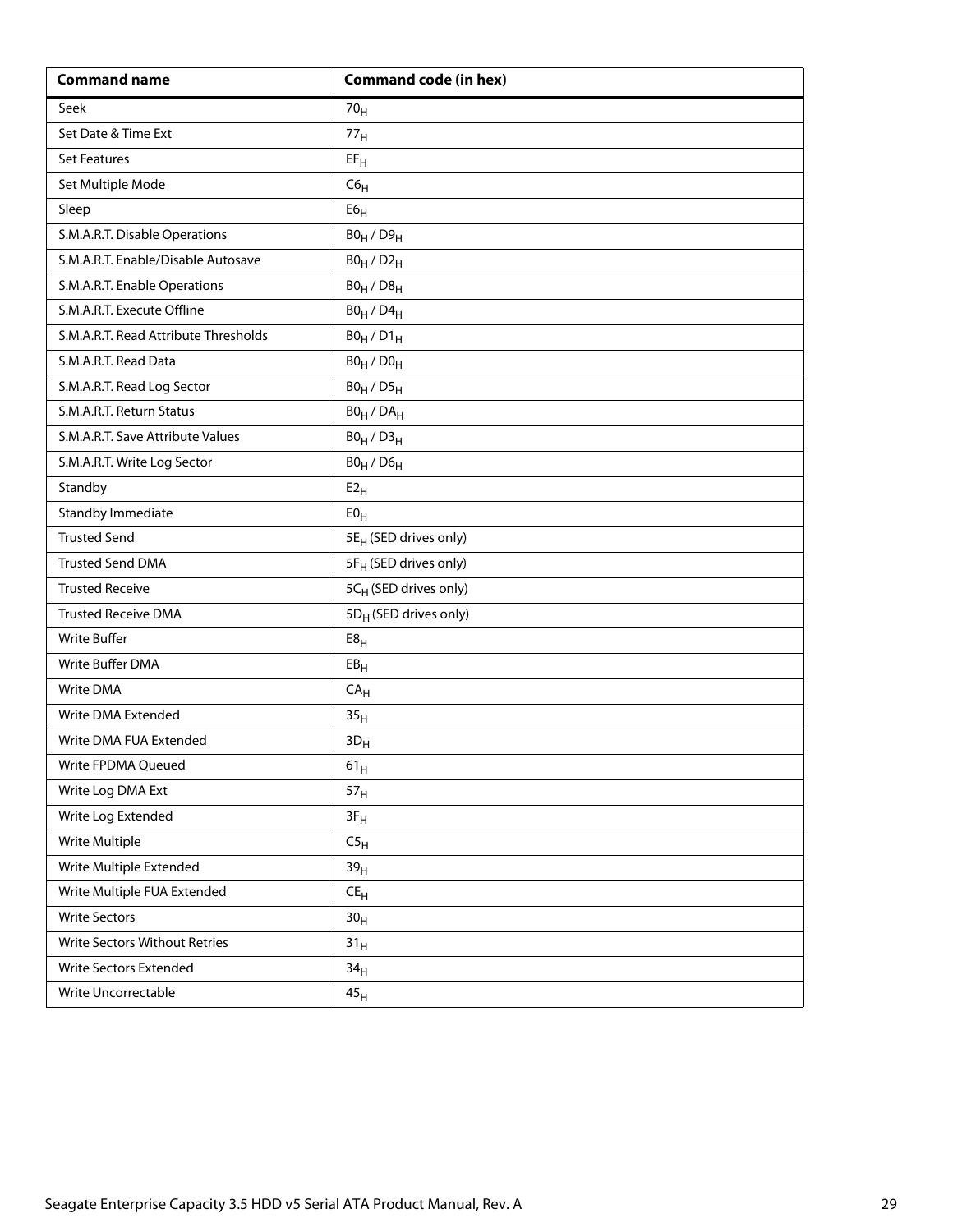| Command name | Command code (in hex) |
|---|---|
| Seek | $70_H$ |
| Set Date & Time Ext | $77_H$ |
| Set Features | $EF_H$ |
| Set Multiple Mode | $C6_H$ |
| Sleep | $E6_H$ |
| S.M.A.R.T. Disable Operations | $B0_H$ / $D9_H$ |
| S.M.A.R.T. Enable/Disable Autosave | $B0_H$ / $D2_H$ |
| S.M.A.R.T. Enable Operations | $B0_H$ / $D8_H$ |
| S.M.A.R.T. Execute Offline | $B0_H$ / $D4_H$ |
| S.M.A.R.T. Read Attribute Thresholds | $B0_H$ / $D1_H$ |
| S.M.A.R.T. Read Data | $B0_H$ / $D0_H$ |
| S.M.A.R.T. Read Log Sector | $B0_H$ / $D5_H$ |
| S.M.A.R.T. Return Status | $B0_H$ / $DA_H$ |
| S.M.A.R.T. Save Attribute Values | $B0_H$ / $D3_H$ |
| S.M.A.R.T. Write Log Sector | $B0_H$ / $D6_H$ |
| Standby | $E2_H$ |
| Standby Immediate | $E0_H$ |
| Trusted Send | $5E_H$ (SED drives only) |
| Trusted Send DMA | $5F_H$ (SED drives only) |
| Trusted Receive | $5C_H$ (SED drives only) |
| Trusted Receive DMA | $5D_H$ (SED drives only) |
| Write Buffer | $E8_H$ |
| Write Buffer DMA | $EB_H$ |
| Write DMA | $CA_H$ |
| Write DMA Extended | $35_H$ |
| Write DMA FUA Extended | $3D_H$ |
| Write FPDMA Queued | $61_H$ |
| Write Log DMA Ext | $57_H$ |
| Write Log Extended | $3F_H$ |
| Write Multiple | $C5_H$ |
| Write Multiple Extended | $39_H$ |
| Write Multiple FUA Extended | $CE_H$ |
| Write Sectors | $30_H$ |
| Write Sectors Without Retries | $31_H$ |
| Write Sectors Extended | $34_H$ |
| Write Uncorrectable | $45_H$ |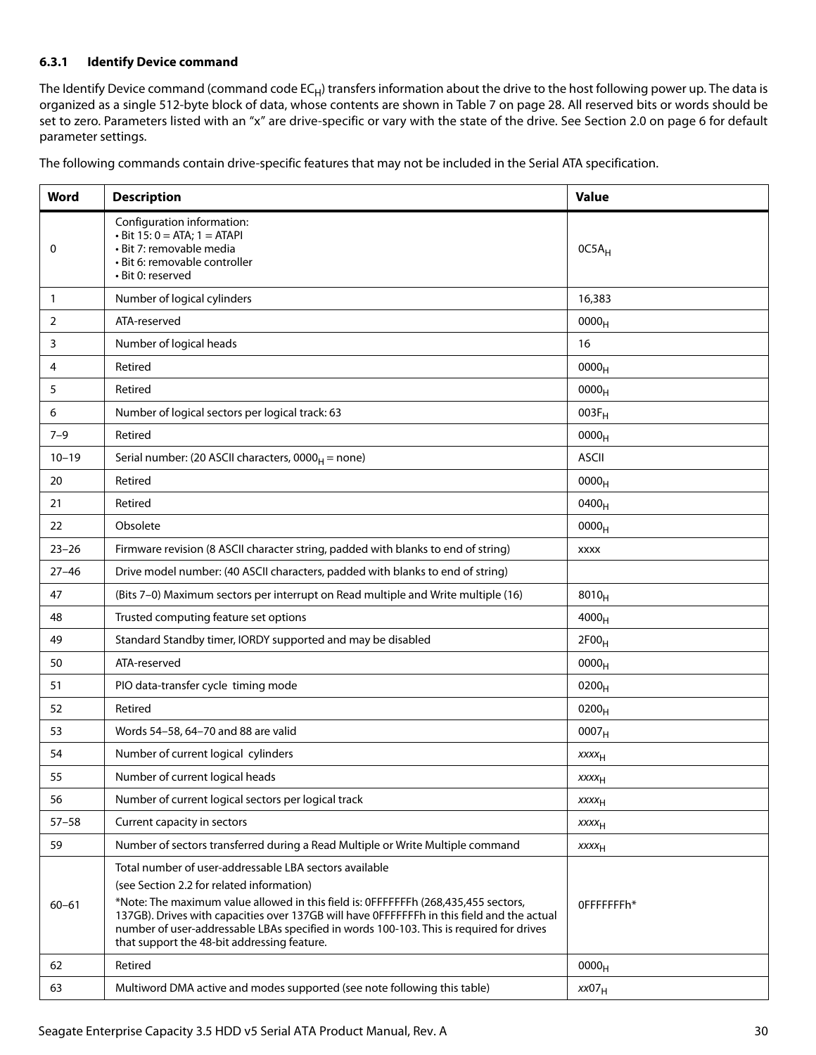### 6.3.1 Identify Device command

The Identify Device command (command code $EC_H$) transfers information about the drive to the host following power up. The data is organized as a single 512-byte block of data, whose contents are shown in Table 7 on page 28. All reserved bits or words should be set to zero. Parameters listed with an "x" are drive-specific or vary with the state of the drive. See Section 2.0 on page 6 for default parameter settings.

The following commands contain drive-specific features that may not be included in the Serial ATA specification.

| Word | Description | Value |
|---|---|---|
| 0 | Configuration information:<br>• Bit 15: 0 = ATA; 1 = ATAPI<br>• Bit 7: removable media<br>• Bit 6: removable controller<br>• Bit 0: reserved | $0C5A_H$ |
| 1 | Number of logical cylinders | 16,383 |
| 2 | ATA-reserved | $0000_H$ |
| 3 | Number of logical heads | 16 |
| 4 | Retired | $0000_H$ |
| 5 | Retired | $0000_H$ |
| 6 | Number of logical sectors per logical track: 63 | $003F_H$ |
| 7–9 | Retired | $0000_H$ |
| 10–19 | Serial number: (20 ASCII characters, $0000_H$ = none) | ASCII |
| 20 | Retired | $0000_H$ |
| 21 | Retired | $0400_H$ |
| 22 | Obsolete | $0000_H$ |
| 23–26 | Firmware revision (8 ASCII character string, padded with blanks to end of string) | xxxx |
| 27–46 | Drive model number: (40 ASCII characters, padded with blanks to end of string) | |
| 47 | (Bits 7–0) Maximum sectors per interrupt on Read multiple and Write multiple (16) | $8010_H$ |
| 48 | Trusted computing feature set options | $4000_H$ |
| 49 | Standard Standby timer, IORDY supported and may be disabled | $2F00_H$ |
| 50 | ATA-reserved | $0000_H$ |
| 51 | PIO data-transfer cycle timing mode | $0200_H$ |
| 52 | Retired | $0200_H$ |
| 53 | Words 54–58, 64–70 and 88 are valid | $0007_H$ |
| 54 | Number of current logical cylinders | $xxxx_H$ |
| 55 | Number of current logical heads | $xxxx_H$ |
| 56 | Number of current logical sectors per logical track | $xxxx_H$ |
| 57–58 | Current capacity in sectors | $xxxx_H$ |
| 59 | Number of sectors transferred during a Read Multiple or Write Multiple command | $xxxx_H$ |
| 60–61 | Total number of user-addressable LBA sectors available<br>(see Section 2.2 for related information)<br>*Note: The maximum value allowed in this field is: 0FFFFFFFh (268,435,455 sectors, 137GB). Drives with capacities over 137GB will have 0FFFFFFFh in this field and the actual number of user-addressable LBAs specified in words 100-103. This is required for drives that support the 48-bit addressing feature. | 0FFFFFFFh* |
| 62 | Retired | $0000_H$ |
| 63 | Multiword DMA active and modes supported (see note following this table) | $xx07_H$ |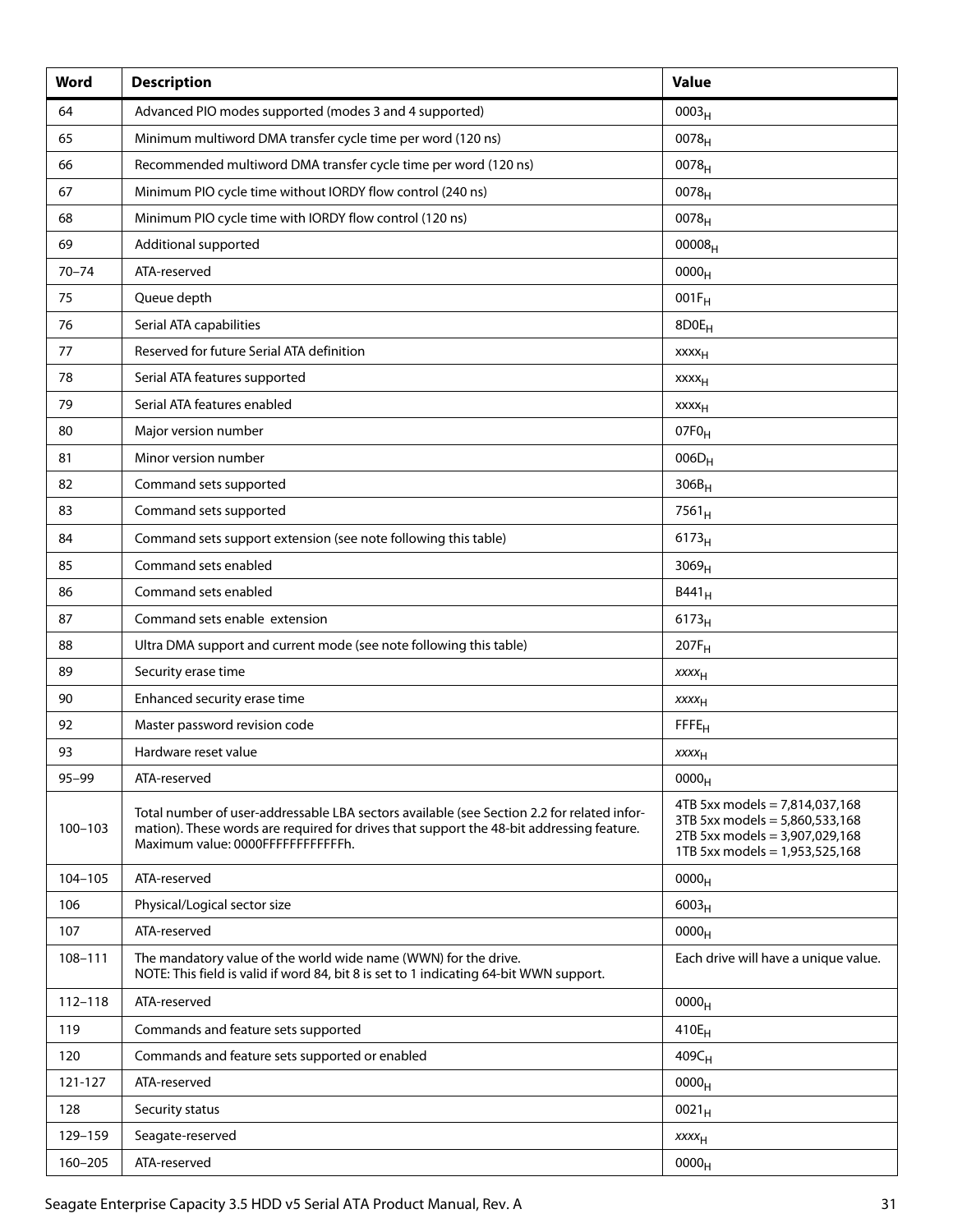| Word | Description | Value |
|---|---|---|
| 64 | Advanced PIO modes supported (modes 3 and 4 supported) | $0003_H$ |
| 65 | Minimum multiword DMA transfer cycle time per word (120 ns) | $0078_H$ |
| 66 | Recommended multiword DMA transfer cycle time per word (120 ns) | $0078_H$ |
| 67 | Minimum PIO cycle time without IORDY flow control (240 ns) | $0078_H$ |
| 68 | Minimum PIO cycle time with IORDY flow control (120 ns) | $0078_H$ |
| 69 | Additional supported | $00008_H$ |
| 70–74 | ATA-reserved | $0000_H$ |
| 75 | Queue depth | $001F_H$ |
| 76 | Serial ATA capabilities | $8D0E_H$ |
| 77 | Reserved for future Serial ATA definition | $xxxx_H$ |
| 78 | Serial ATA features supported | $xxxx_H$ |
| 79 | Serial ATA features enabled | $xxxx_H$ |
| 80 | Major version number | $07F0_H$ |
| 81 | Minor version number | $006D_H$ |
| 82 | Command sets supported | $306B_H$ |
| 83 | Command sets supported | $7561_H$ |
| 84 | Command sets support extension (see note following this table) | $6173_H$ |
| 85 | Command sets enabled | $3069_H$ |
| 86 | Command sets enabled | $B441_H$ |
| 87 | Command sets enable extension | $6173_H$ |
| 88 | Ultra DMA support and current mode (see note following this table) | $207F_H$ |
| 89 | Security erase time | $xxxx_H$ |
| 90 | Enhanced security erase time | $xxxx_H$ |
| 92 | Master password revision code | $FFFE_H$ |
| 93 | Hardware reset value | $xxxx_H$ |
| 95–99 | ATA-reserved | $0000_H$ |
| 100–103 | Total number of user-addressable LBA sectors available (see Section 2.2 for related information). These words are required for drives that support the 48-bit addressing feature. Maximum value: 0000FFFFFFFFFFFFh. | 4TB 5xx models = 7,814,037,168<br>3TB 5xx models = 5,860,533,168<br>2TB 5xx models = 3,907,029,168<br>1TB 5xx models = 1,953,525,168 |
| 104–105 | ATA-reserved | $0000_H$ |
| 106 | Physical/Logical sector size | $6003_H$ |
| 107 | ATA-reserved | $0000_H$ |
| 108–111 | The mandatory value of the world wide name (WWN) for the drive.<br>NOTE: This field is valid if word 84, bit 8 is set to 1 indicating 64-bit WWN support. | Each drive will have a unique value. |
| 112–118 | ATA-reserved | $0000_H$ |
| 119 | Commands and feature sets supported | $410E_H$ |
| 120 | Commands and feature sets supported or enabled | $409C_H$ |
| 121-127 | ATA-reserved | $0000_H$ |
| 128 | Security status | $0021_H$ |
| 129–159 | Seagate-reserved | $xxxx_H$ |
| 160–205 | ATA-reserved | $0000_H$ |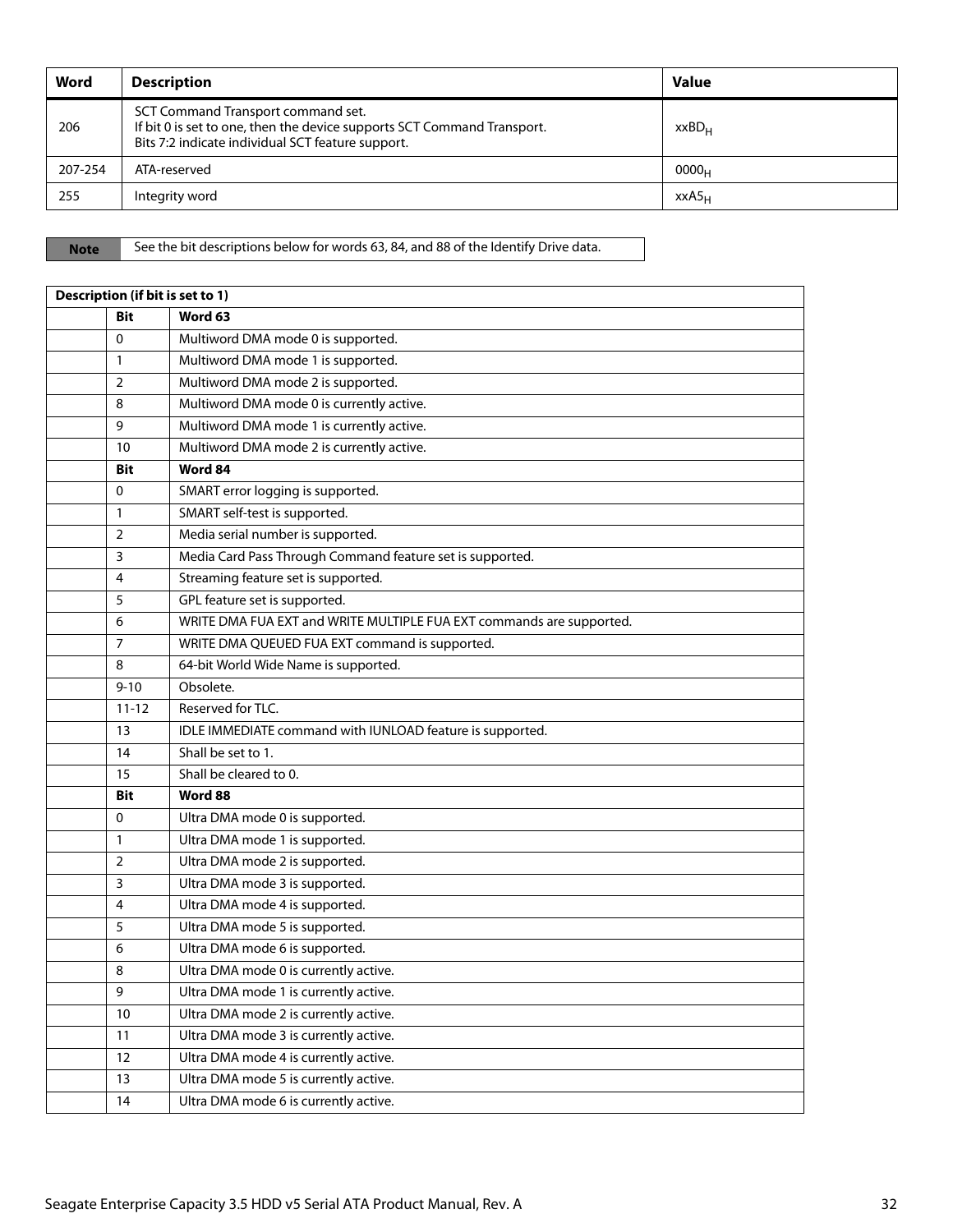| Word | Description | Value |
|---|---|---|
| 206 | SCT Command Transport command set.<br>If bit 0 is set to one, then the device supports SCT Command Transport.<br>Bits 7:2 indicate individual SCT feature support. | $xxBD_H$ |
| 207-254 | ATA-reserved | $0000_H$ |
| 255 | Integrity word | $xxA5_H$ |

| Note | See the bit descriptions below for words 63, 84, and 88 of the Identify Drive data. |
|---|---|

| Description (if bit is set to 1) | | |
|---|---|---|
| | **Bit** | **Word 63** |
| | 0 | Multiword DMA mode 0 is supported. |
| | 1 | Multiword DMA mode 1 is supported. |
| | 2 | Multiword DMA mode 2 is supported. |
| | 8 | Multiword DMA mode 0 is currently active. |
| | 9 | Multiword DMA mode 1 is currently active. |
| | 10 | Multiword DMA mode 2 is currently active. |
| | **Bit** | **Word 84** |
| | 0 | SMART error logging is supported. |
| | 1 | SMART self-test is supported. |
| | 2 | Media serial number is supported. |
| | 3 | Media Card Pass Through Command feature set is supported. |
| | 4 | Streaming feature set is supported. |
| | 5 | GPL feature set is supported. |
| | 6 | WRITE DMA FUA EXT and WRITE MULTIPLE FUA EXT commands are supported. |
| | 7 | WRITE DMA QUEUED FUA EXT command is supported. |
| | 8 | 64-bit World Wide Name is supported. |
| | 9-10 | Obsolete. |
| | 11-12 | Reserved for TLC. |
| | 13 | IDLE IMMEDIATE command with IUNLOAD feature is supported. |
| | 14 | Shall be set to 1. |
| | 15 | Shall be cleared to 0. |
| | **Bit** | **Word 88** |
| | 0 | Ultra DMA mode 0 is supported. |
| | 1 | Ultra DMA mode 1 is supported. |
| | 2 | Ultra DMA mode 2 is supported. |
| | 3 | Ultra DMA mode 3 is supported. |
| | 4 | Ultra DMA mode 4 is supported. |
| | 5 | Ultra DMA mode 5 is supported. |
| | 6 | Ultra DMA mode 6 is supported. |
| | 8 | Ultra DMA mode 0 is currently active. |
| | 9 | Ultra DMA mode 1 is currently active. |
| | 10 | Ultra DMA mode 2 is currently active. |
| | 11 | Ultra DMA mode 3 is currently active. |
| | 12 | Ultra DMA mode 4 is currently active. |
| | 13 | Ultra DMA mode 5 is currently active. |
| | 14 | Ultra DMA mode 6 is currently active. |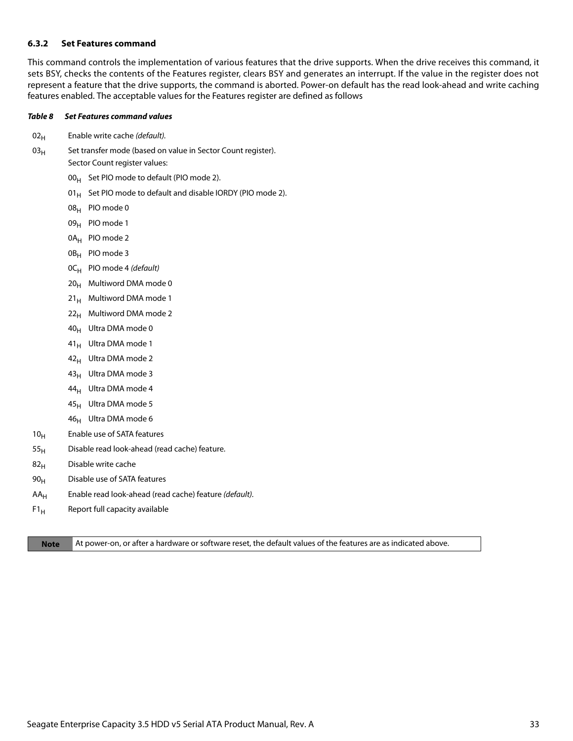### 6.3.2 Set Features command

This command controls the implementation of various features that the drive supports. When the drive receives this command, it sets BSY, checks the contents of the Features register, clears BSY and generates an interrupt. If the value in the register does not represent a feature that the drive supports, the command is aborted. Power-on default has the read look-ahead and write caching features enabled. The acceptable values for the Features register are defined as follows

***Table 8 Set Features command values***

| Value | Description |
|---|---|
| $02_H$ | Enable write cache *(default).* |
| $03_H$ | Set transfer mode (based on value in Sector Count register). Sector Count register values: |
| | $00_H$ Set PIO mode to default (PIO mode 2). |
| | $01_H$ Set PIO mode to default and disable IORDY (PIO mode 2). |
| | $08_H$ PIO mode 0 |
| | $09_H$ PIO mode 1 |
| | $0A_H$ PIO mode 2 |
| | $0B_H$ PIO mode 3 |
| | $0C_H$ PIO mode 4 *(default)* |
| | $20_H$ Multiword DMA mode 0 |
| | $21_H$ Multiword DMA mode 1 |
| | $22_H$ Multiword DMA mode 2 |
| | $40_H$ Ultra DMA mode 0 |
| | $41_H$ Ultra DMA mode 1 |
| | $42_H$ Ultra DMA mode 2 |
| | $43_H$ Ultra DMA mode 3 |
| | $44_H$ Ultra DMA mode 4 |
| | $45_H$ Ultra DMA mode 5 |
| | $46_H$ Ultra DMA mode 6 |
| $10_H$ | Enable use of SATA features |
| $55_H$ | Disable read look-ahead (read cache) feature. |
| $82_H$ | Disable write cache |
| $90_H$ | Disable use of SATA features |
| $AA_H$ | Enable read look-ahead (read cache) feature *(default).* |
| $F1_H$ | Report full capacity available |

| **Note** | At power-on, or after a hardware or software reset, the default values of the features are as indicated above. |
|---|---|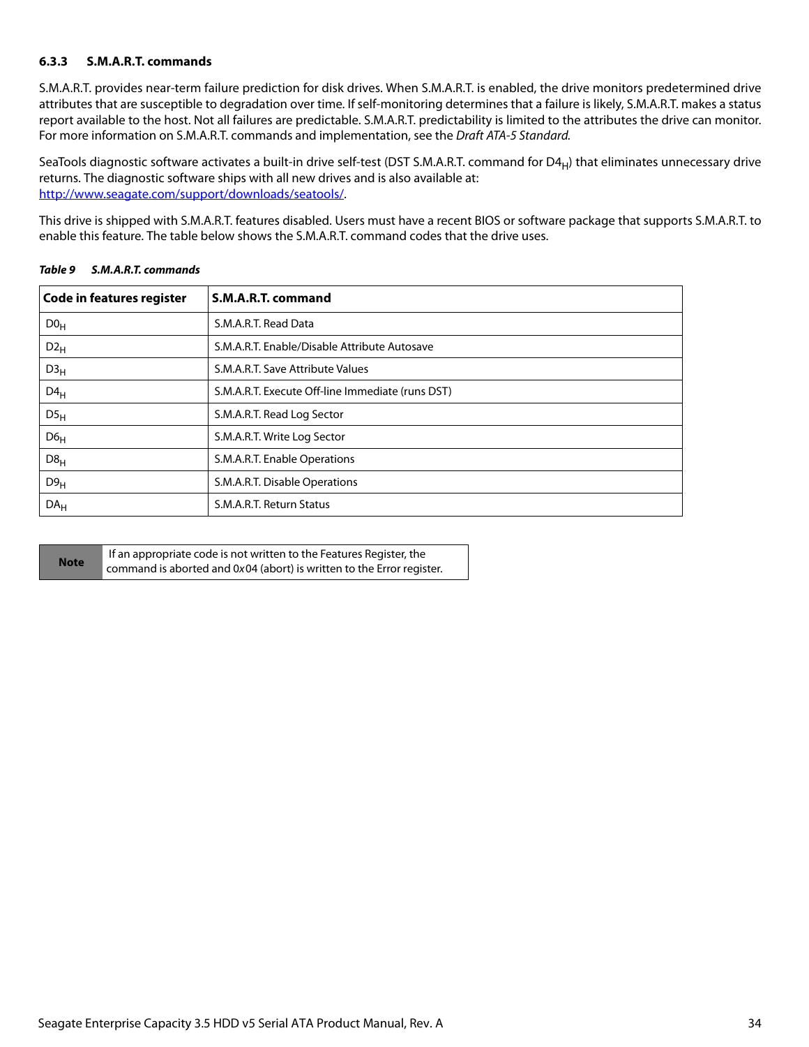### 6.3.3 S.M.A.R.T. commands

S.M.A.R.T. provides near-term failure prediction for disk drives. When S.M.A.R.T. is enabled, the drive monitors predetermined drive attributes that are susceptible to degradation over time. If self-monitoring determines that a failure is likely, S.M.A.R.T. makes a status report available to the host. Not all failures are predictable. S.M.A.R.T. predictability is limited to the attributes the drive can monitor. For more information on S.M.A.R.T. commands and implementation, see the *Draft ATA-5 Standard.*

SeaTools diagnostic software activates a built-in drive self-test (DST S.M.A.R.T. command for $D4_H$) that eliminates unnecessary drive returns. The diagnostic software ships with all new drives and is also available at: http://www.seagate.com/support/downloads/seatools/.

This drive is shipped with S.M.A.R.T. features disabled. Users must have a recent BIOS or software package that supports S.M.A.R.T. to enable this feature. The table below shows the S.M.A.R.T. command codes that the drive uses.

***Table 9 S.M.A.R.T. commands***

| Code in features register | S.M.A.R.T. command |
|---|---|
| $D0_H$ | S.M.A.R.T. Read Data |
| $D2_H$ | S.M.A.R.T. Enable/Disable Attribute Autosave |
| $D3_H$ | S.M.A.R.T. Save Attribute Values |
| $D4_H$ | S.M.A.R.T. Execute Off-line Immediate (runs DST) |
| $D5_H$ | S.M.A.R.T. Read Log Sector |
| $D6_H$ | S.M.A.R.T. Write Log Sector |
| $D8_H$ | S.M.A.R.T. Enable Operations |
| $D9_H$ | S.M.A.R.T. Disable Operations |
| $DA_H$ | S.M.A.R.T. Return Status |

| **Note** | If an appropriate code is not written to the Features Register, the command is aborted and 0x04 (abort) is written to the Error register. |
|---|---|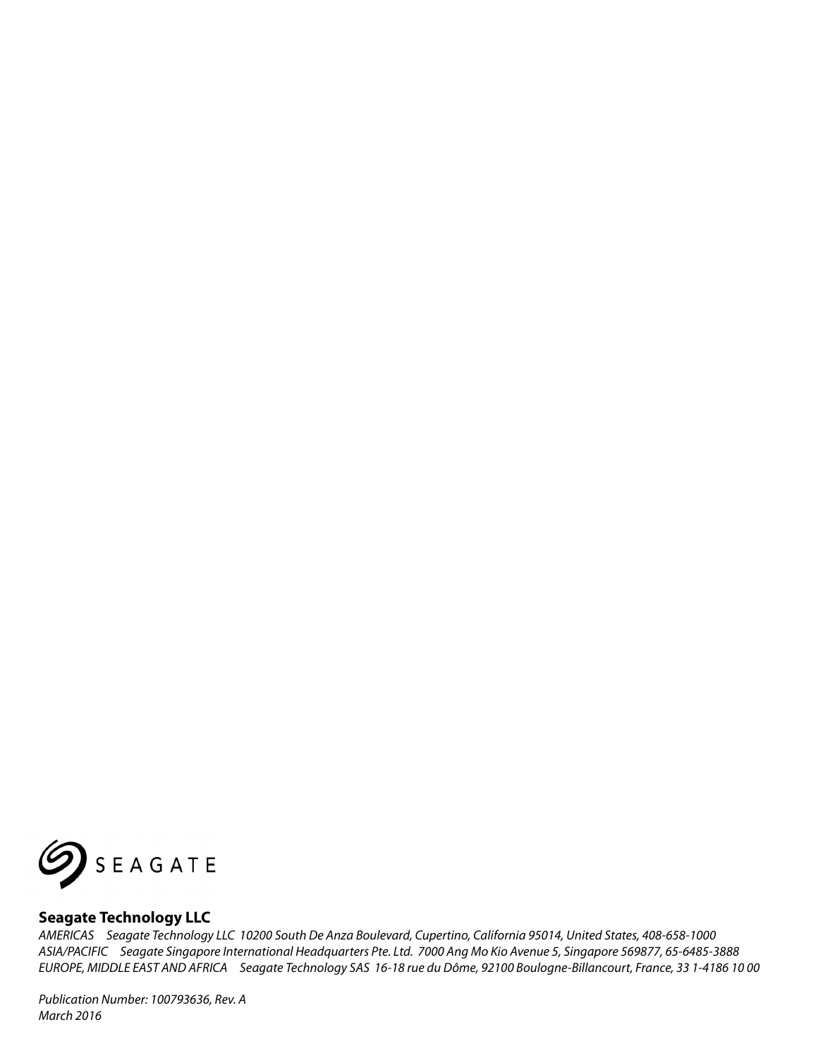SEAGATE

**Seagate Technology LLC**

*AMERICAS  Seagate Technology LLC  10200 South De Anza Boulevard, Cupertino, California 95014, United States, 408-658-1000*
*ASIA/PACIFIC  Seagate Singapore International Headquarters Pte. Ltd.  7000 Ang Mo Kio Avenue 5, Singapore 569877, 65-6485-3888*
*EUROPE, MIDDLE EAST AND AFRICA  Seagate Technology SAS  16-18 rue du Dôme, 92100 Boulogne-Billancourt, France, 33 1-4186 10 00*

*Publication Number: 100793636, Rev. A*
*March 2016*